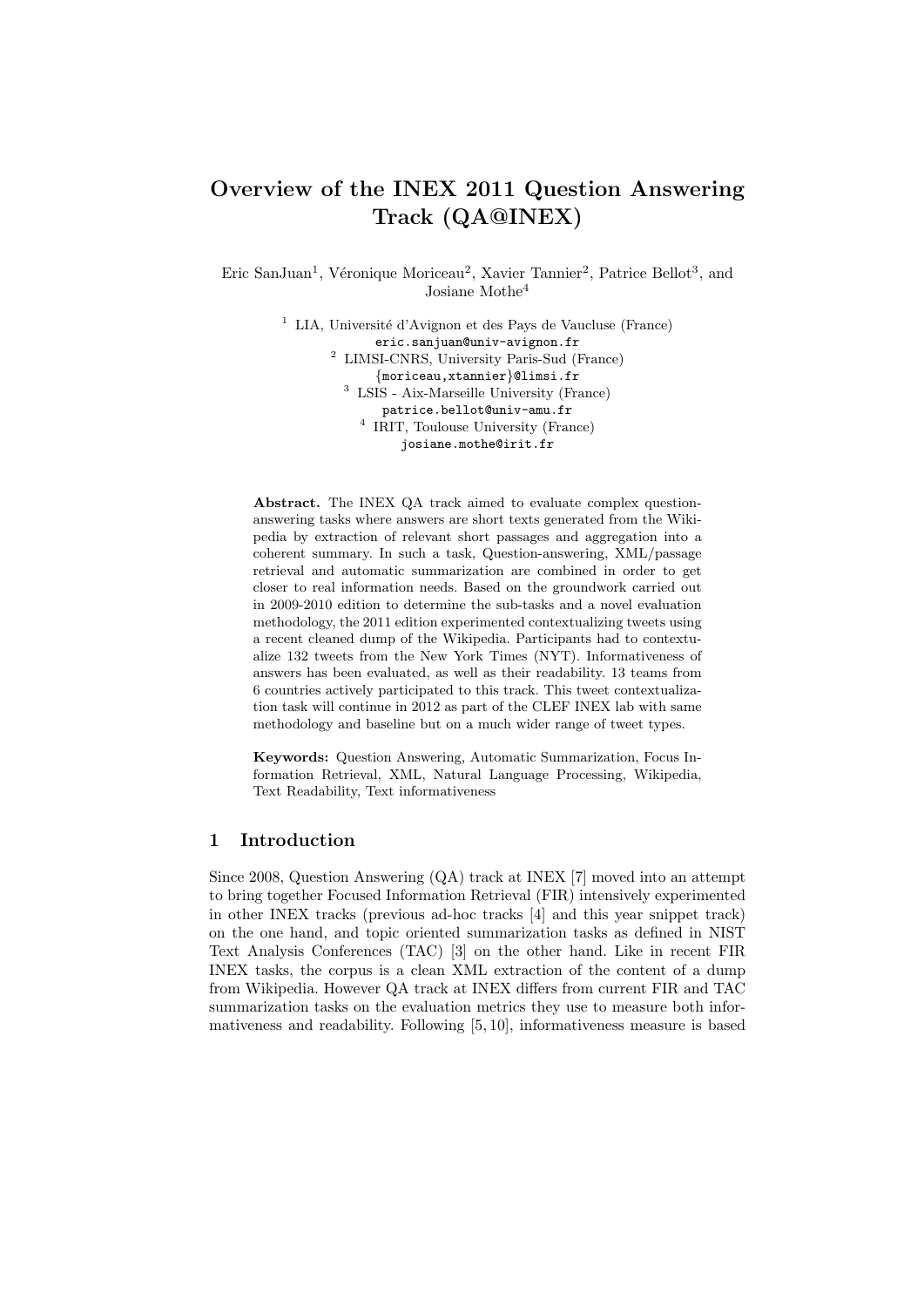# Overview of the INEX 2011 Question Answering Track (QA@INEX)

Eric SanJuan[1], Véronique Moriceau[2], Xavier Tannier[2], Patrice Bellot[3], and Josiane Mothe[4]

[1] LIA, Université d'Avignon et des Pays de Vaucluse (France)
eric.sanjuan@univ-avignon.fr

[2] LIMSI-CNRS, University Paris-Sud (France)
{moriceau,xtannier}@limsi.fr

[3] LSIS - Aix-Marseille University (France)
patrice.bellot@univ-amu.fr

[4] IRIT, Toulouse University (France)
josiane.mothe@irit.fr

**Abstract.** The INEX QA track aimed to evaluate complex question-answering tasks where answers are short texts generated from the Wikipedia by extraction of relevant short passages and aggregation into a coherent summary. In such a task, Question-answering, XML/passage retrieval and automatic summarization are combined in order to get closer to real information needs. Based on the groundwork carried out in 2009-2010 edition to determine the sub-tasks and a novel evaluation methodology, the 2011 edition experimented contextualizing tweets using a recent cleaned dump of the Wikipedia. Participants had to contextualize 132 tweets from the New York Times (NYT). Informativeness of answers has been evaluated, as well as their readability. 13 teams from 6 countries actively participated to this track. This tweet contextualization task will continue in 2012 as part of the CLEF INEX lab with same methodology and baseline but on a much wider range of tweet types.

**Keywords:** Question Answering, Automatic Summarization, Focus Information Retrieval, XML, Natural Language Processing, Wikipedia, Text Readability, Text informativeness

## 1 Introduction

Since 2008, Question Answering (QA) track at INEX [7] moved into an attempt to bring together Focused Information Retrieval (FIR) intensively experimented in other INEX tracks (previous ad-hoc tracks [4] and this year snippet track) on the one hand, and topic oriented summarization tasks as defined in NIST Text Analysis Conferences (TAC) [3] on the other hand. Like in recent FIR INEX tasks, the corpus is a clean XML extraction of the content of a dump from Wikipedia. However QA track at INEX differs from current FIR and TAC summarization tasks on the evaluation metrics they use to measure both informativeness and readability. Following [5, 10], informativeness measure is based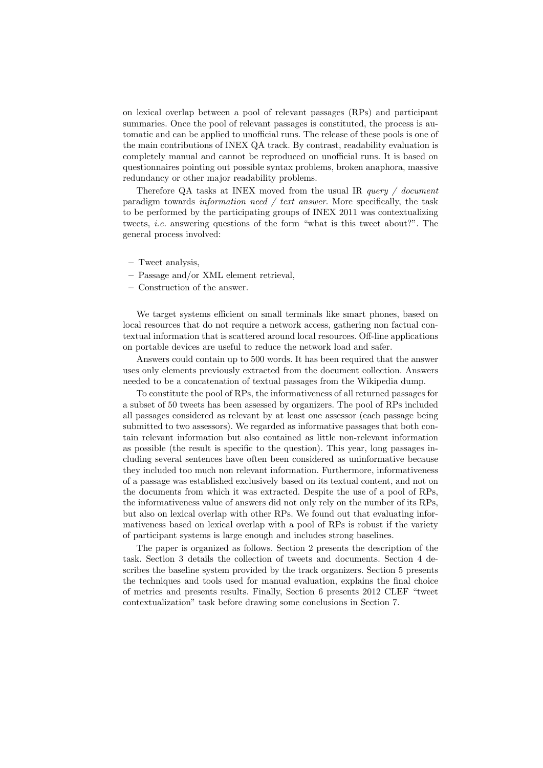on lexical overlap between a pool of relevant passages (RPs) and participant summaries. Once the pool of relevant passages is constituted, the process is automatic and can be applied to unofficial runs. The release of these pools is one of the main contributions of INEX QA track. By contrast, readability evaluation is completely manual and cannot be reproduced on unofficial runs. It is based on questionnaires pointing out possible syntax problems, broken anaphora, massive redundancy or other major readability problems.

Therefore QA tasks at INEX moved from the usual IR *query / document* paradigm towards *information need / text answer*. More specifically, the task to be performed by the participating groups of INEX 2011 was contextualizing tweets, *i.e.* answering questions of the form "what is this tweet about?". The general process involved:

- Tweet analysis,
- Passage and/or XML element retrieval,
- Construction of the answer.

We target systems efficient on small terminals like smart phones, based on local resources that do not require a network access, gathering non factual contextual information that is scattered around local resources. Off-line applications on portable devices are useful to reduce the network load and safer.

Answers could contain up to 500 words. It has been required that the answer uses only elements previously extracted from the document collection. Answers needed to be a concatenation of textual passages from the Wikipedia dump.

To constitute the pool of RPs, the informativeness of all returned passages for a subset of 50 tweets has been assessed by organizers. The pool of RPs included all passages considered as relevant by at least one assessor (each passage being submitted to two assessors). We regarded as informative passages that both contain relevant information but also contained as little non-relevant information as possible (the result is specific to the question). This year, long passages including several sentences have often been considered as uninformative because they included too much non relevant information. Furthermore, informativeness of a passage was established exclusively based on its textual content, and not on the documents from which it was extracted. Despite the use of a pool of RPs, the informativeness value of answers did not only rely on the number of its RPs, but also on lexical overlap with other RPs. We found out that evaluating informativeness based on lexical overlap with a pool of RPs is robust if the variety of participant systems is large enough and includes strong baselines.

The paper is organized as follows. Section 2 presents the description of the task. Section 3 details the collection of tweets and documents. Section 4 describes the baseline system provided by the track organizers. Section 5 presents the techniques and tools used for manual evaluation, explains the final choice of metrics and presents results. Finally, Section 6 presents 2012 CLEF "tweet contextualization" task before drawing some conclusions in Section 7.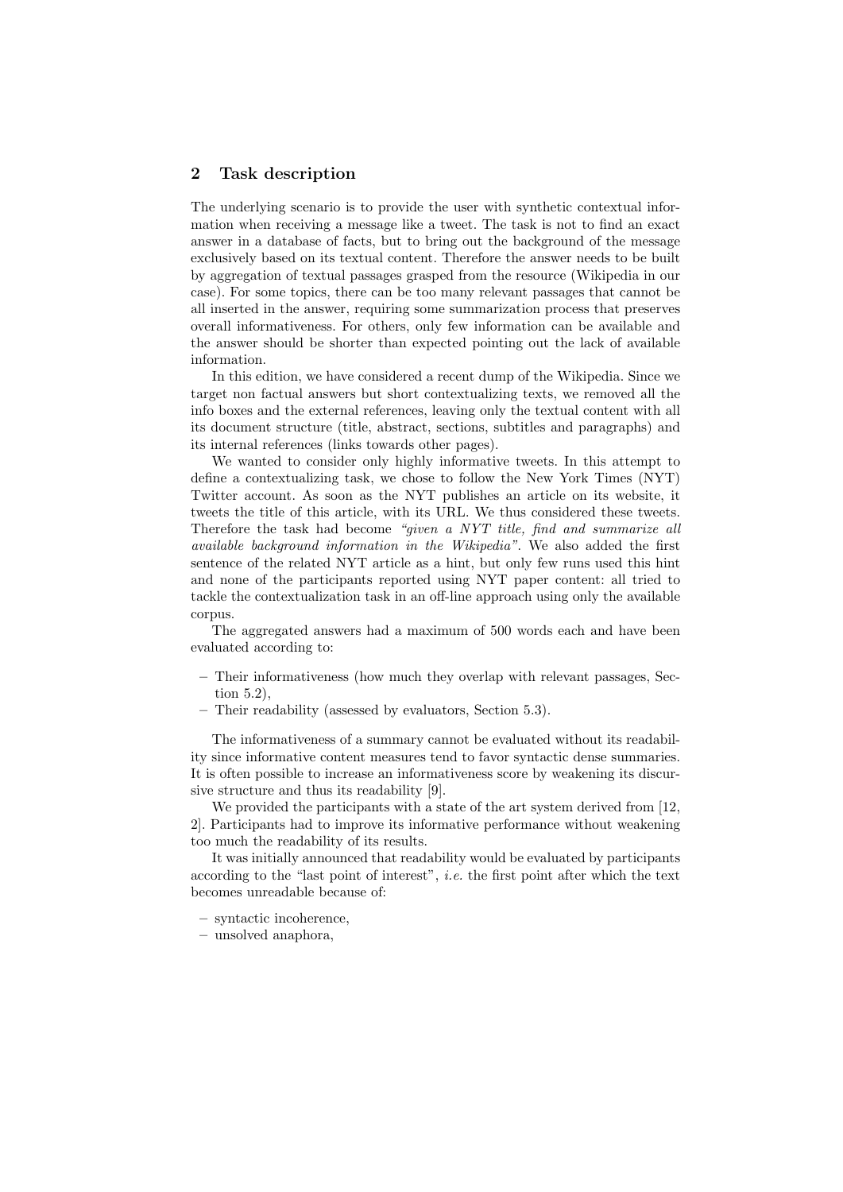## 2 Task description

The underlying scenario is to provide the user with synthetic contextual information when receiving a message like a tweet. The task is not to find an exact answer in a database of facts, but to bring out the background of the message exclusively based on its textual content. Therefore the answer needs to be built by aggregation of textual passages grasped from the resource (Wikipedia in our case). For some topics, there can be too many relevant passages that cannot be all inserted in the answer, requiring some summarization process that preserves overall informativeness. For others, only few information can be available and the answer should be shorter than expected pointing out the lack of available information.

In this edition, we have considered a recent dump of the Wikipedia. Since we target non factual answers but short contextualizing texts, we removed all the info boxes and the external references, leaving only the textual content with all its document structure (title, abstract, sections, subtitles and paragraphs) and its internal references (links towards other pages).

We wanted to consider only highly informative tweets. In this attempt to define a contextualizing task, we chose to follow the New York Times (NYT) Twitter account. As soon as the NYT publishes an article on its website, it tweets the title of this article, with its URL. We thus considered these tweets. Therefore the task had become *"given a NYT title, find and summarize all available background information in the Wikipedia"*. We also added the first sentence of the related NYT article as a hint, but only few runs used this hint and none of the participants reported using NYT paper content: all tried to tackle the contextualization task in an off-line approach using only the available corpus.

The aggregated answers had a maximum of 500 words each and have been evaluated according to:

- Their informativeness (how much they overlap with relevant passages, Section 5.2),
- Their readability (assessed by evaluators, Section 5.3).

The informativeness of a summary cannot be evaluated without its readability since informative content measures tend to favor syntactic dense summaries. It is often possible to increase an informativeness score by weakening its discursive structure and thus its readability [9].

We provided the participants with a state of the art system derived from [12, 2]. Participants had to improve its informative performance without weakening too much the readability of its results.

It was initially announced that readability would be evaluated by participants according to the "last point of interest", *i.e.* the first point after which the text becomes unreadable because of:

- syntactic incoherence,
- unsolved anaphora,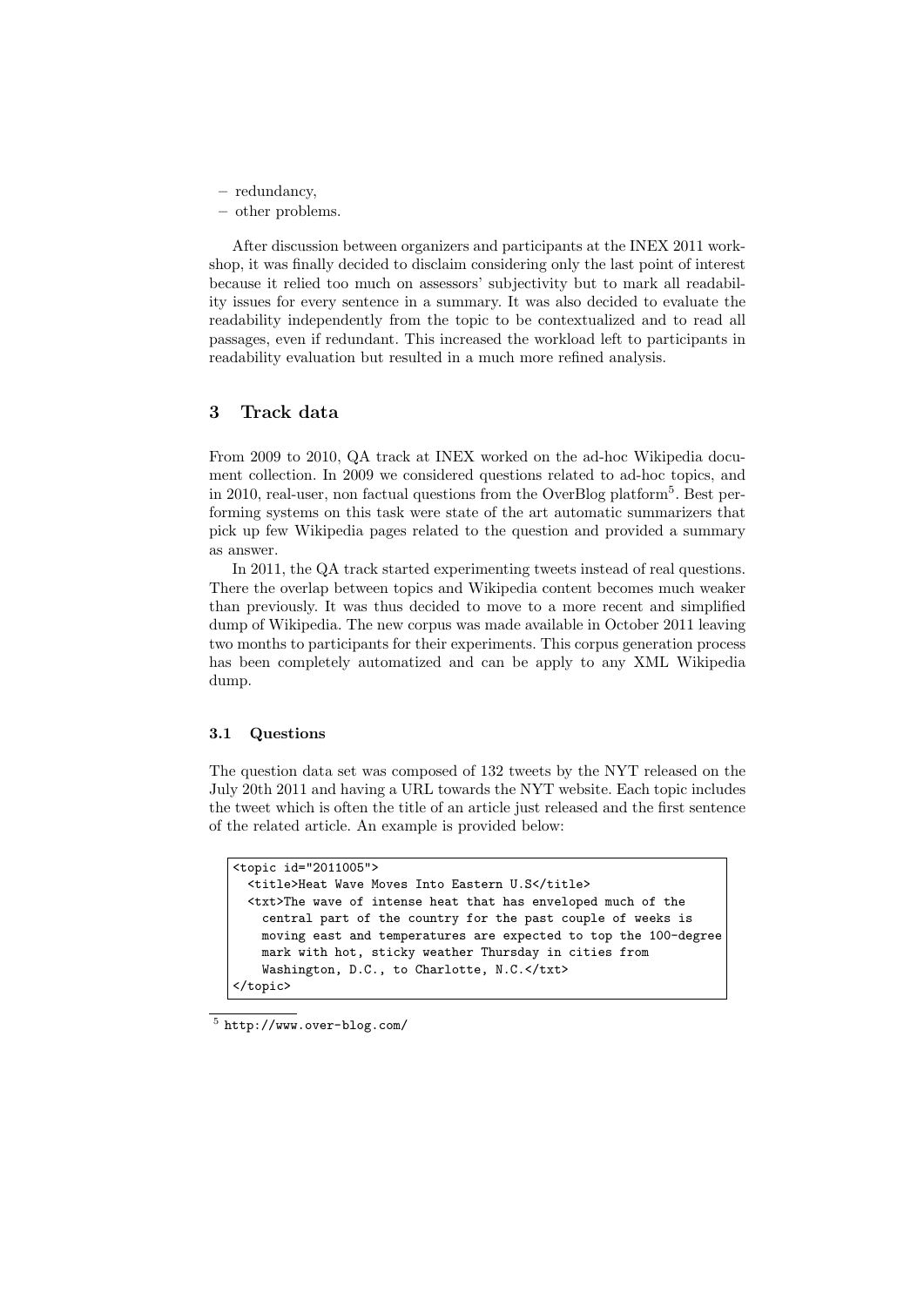– redundancy,
– other problems.

After discussion between organizers and participants at the INEX 2011 workshop, it was finally decided to disclaim considering only the last point of interest because it relied too much on assessors' subjectivity but to mark all readability issues for every sentence in a summary. It was also decided to evaluate the readability independently from the topic to be contextualized and to read all passages, even if redundant. This increased the workload left to participants in readability evaluation but resulted in a much more refined analysis.

## 3 Track data

From 2009 to 2010, QA track at INEX worked on the ad-hoc Wikipedia document collection. In 2009 we considered questions related to ad-hoc topics, and in 2010, real-user, non factual questions from the OverBlog platform[5]. Best performing systems on this task were state of the art automatic summarizers that pick up few Wikipedia pages related to the question and provided a summary as answer.

In 2011, the QA track started experimenting tweets instead of real questions. There the overlap between topics and Wikipedia content becomes much weaker than previously. It was thus decided to move to a more recent and simplified dump of Wikipedia. The new corpus was made available in October 2011 leaving two months to participants for their experiments. This corpus generation process has been completely automatized and can be apply to any XML Wikipedia dump.

### 3.1 Questions

The question data set was composed of 132 tweets by the NYT released on the July 20th 2011 and having a URL towards the NYT website. Each topic includes the tweet which is often the title of an article just released and the first sentence of the related article. An example is provided below:

```
<topic id="2011005">
  <title>Heat Wave Moves Into Eastern U.S</title>
  <txt>The wave of intense heat that has enveloped much of the
    central part of the country for the past couple of weeks is
    moving east and temperatures are expected to top the 100-degree
    mark with hot, sticky weather Thursday in cities from
    Washington, D.C., to Charlotte, N.C.</txt>
</topic>
```

[5] http://www.over-blog.com/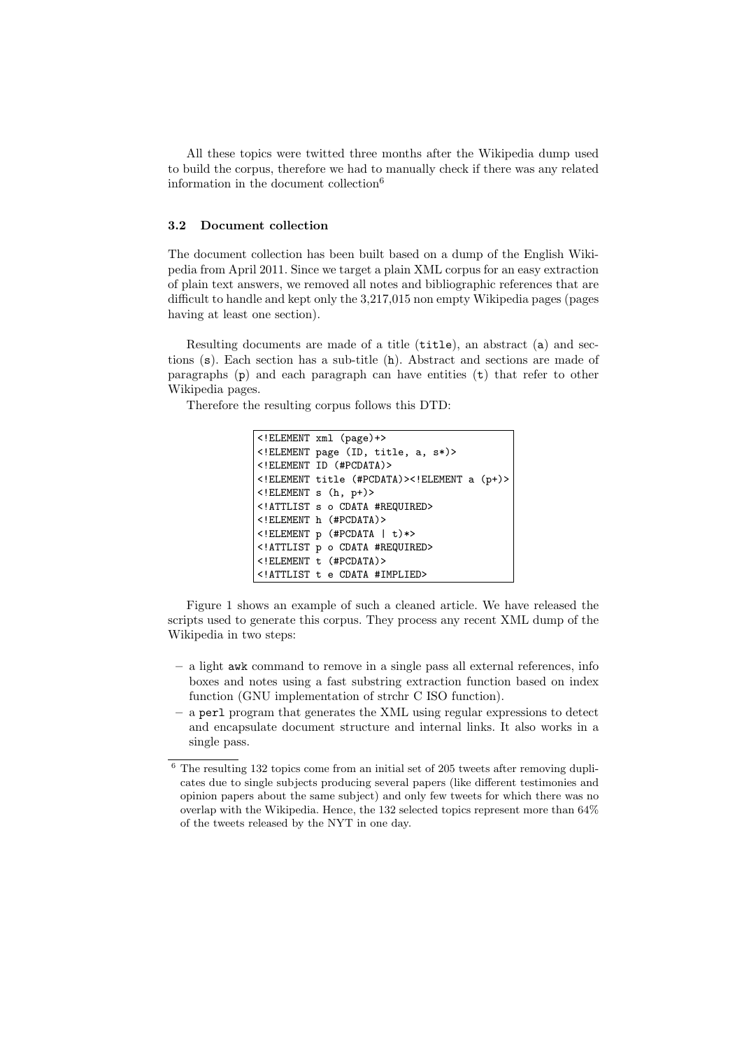All these topics were twitted three months after the Wikipedia dump used to build the corpus, therefore we had to manually check if there was any related information in the document collection[6]

### 3.2 Document collection

The document collection has been built based on a dump of the English Wikipedia from April 2011. Since we target a plain XML corpus for an easy extraction of plain text answers, we removed all notes and bibliographic references that are difficult to handle and kept only the 3,217,015 non empty Wikipedia pages (pages having at least one section).

Resulting documents are made of a title (`title`), an abstract (`a`) and sections (`s`). Each section has a sub-title (`h`). Abstract and sections are made of paragraphs (`p`) and each paragraph can have entities (`t`) that refer to other Wikipedia pages.

Therefore the resulting corpus follows this DTD:

```
<!ELEMENT xml (page)+>
<!ELEMENT page (ID, title, a, s*)>
<!ELEMENT ID (#PCDATA)>
<!ELEMENT title (#PCDATA)><!ELEMENT a (p+)>
<!ELEMENT s (h, p+)>
<!ATTLIST s o CDATA #REQUIRED>
<!ELEMENT h (#PCDATA)>
<!ELEMENT p (#PCDATA | t)*>
<!ATTLIST p o CDATA #REQUIRED>
<!ELEMENT t (#PCDATA)>
<!ATTLIST t e CDATA #IMPLIED>
```

Figure 1 shows an example of such a cleaned article. We have released the scripts used to generate this corpus. They process any recent XML dump of the Wikipedia in two steps:

- a light `awk` command to remove in a single pass all external references, info boxes and notes using a fast substring extraction function based on index function (GNU implementation of strchr C ISO function).
- a `perl` program that generates the XML using regular expressions to detect and encapsulate document structure and internal links. It also works in a single pass.

[6] The resulting 132 topics come from an initial set of 205 tweets after removing duplicates due to single subjects producing several papers (like different testimonies and opinion papers about the same subject) and only few tweets for which there was no overlap with the Wikipedia. Hence, the 132 selected topics represent more than 64% of the tweets released by the NYT in one day.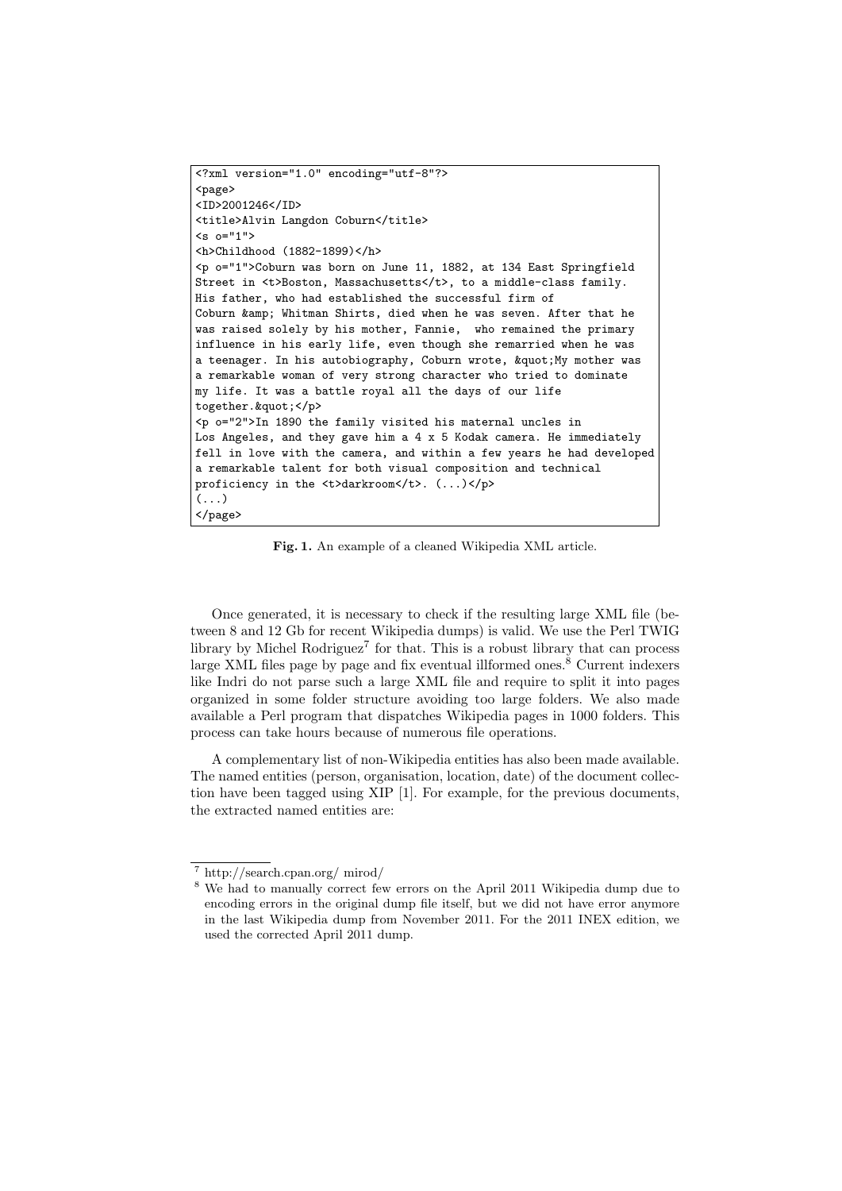```
<?xml version="1.0" encoding="utf-8"?>
<page>
<ID>2001246</ID>
<title>Alvin Langdon Coburn</title>
<s o="1">
<h>Childhood (1882-1899)</h>
<p o="1">Coburn was born on June 11, 1882, at 134 East Springfield
Street in <t>Boston, Massachusetts</t>, to a middle-class family.
His father, who had established the successful firm of
Coburn &amp; Whitman Shirts, died when he was seven. After that he
was raised solely by his mother, Fannie,  who remained the primary
influence in his early life, even though she remarried when he was
a teenager. In his autobiography, Coburn wrote, &quot;My mother was
a remarkable woman of very strong character who tried to dominate
my life. It was a battle royal all the days of our life
together.&quot;</p>
<p o="2">In 1890 the family visited his maternal uncles in
Los Angeles, and they gave him a 4 x 5 Kodak camera. He immediately
fell in love with the camera, and within a few years he had developed
a remarkable talent for both visual composition and technical
proficiency in the <t>darkroom</t>. (...)</p>
(...)
</page>
```

**Fig. 1.** An example of a cleaned Wikipedia XML article.

Once generated, it is necessary to check if the resulting large XML file (between 8 and 12 Gb for recent Wikipedia dumps) is valid. We use the Perl TWIG library by Michel Rodriguez[7] for that. This is a robust library that can process large XML files page by page and fix eventual illformed ones.[8] Current indexers like Indri do not parse such a large XML file and require to split it into pages organized in some folder structure avoiding too large folders. We also made available a Perl program that dispatches Wikipedia pages in 1000 folders. This process can take hours because of numerous file operations.

A complementary list of non-Wikipedia entities has also been made available. The named entities (person, organisation, location, date) of the document collection have been tagged using XIP [1]. For example, for the previous documents, the extracted named entities are:

---

[7] http://search.cpan.org/ mirod/

[8] We had to manually correct few errors on the April 2011 Wikipedia dump due to encoding errors in the original dump file itself, but we did not have error anymore in the last Wikipedia dump from November 2011. For the 2011 INEX edition, we used the corrected April 2011 dump.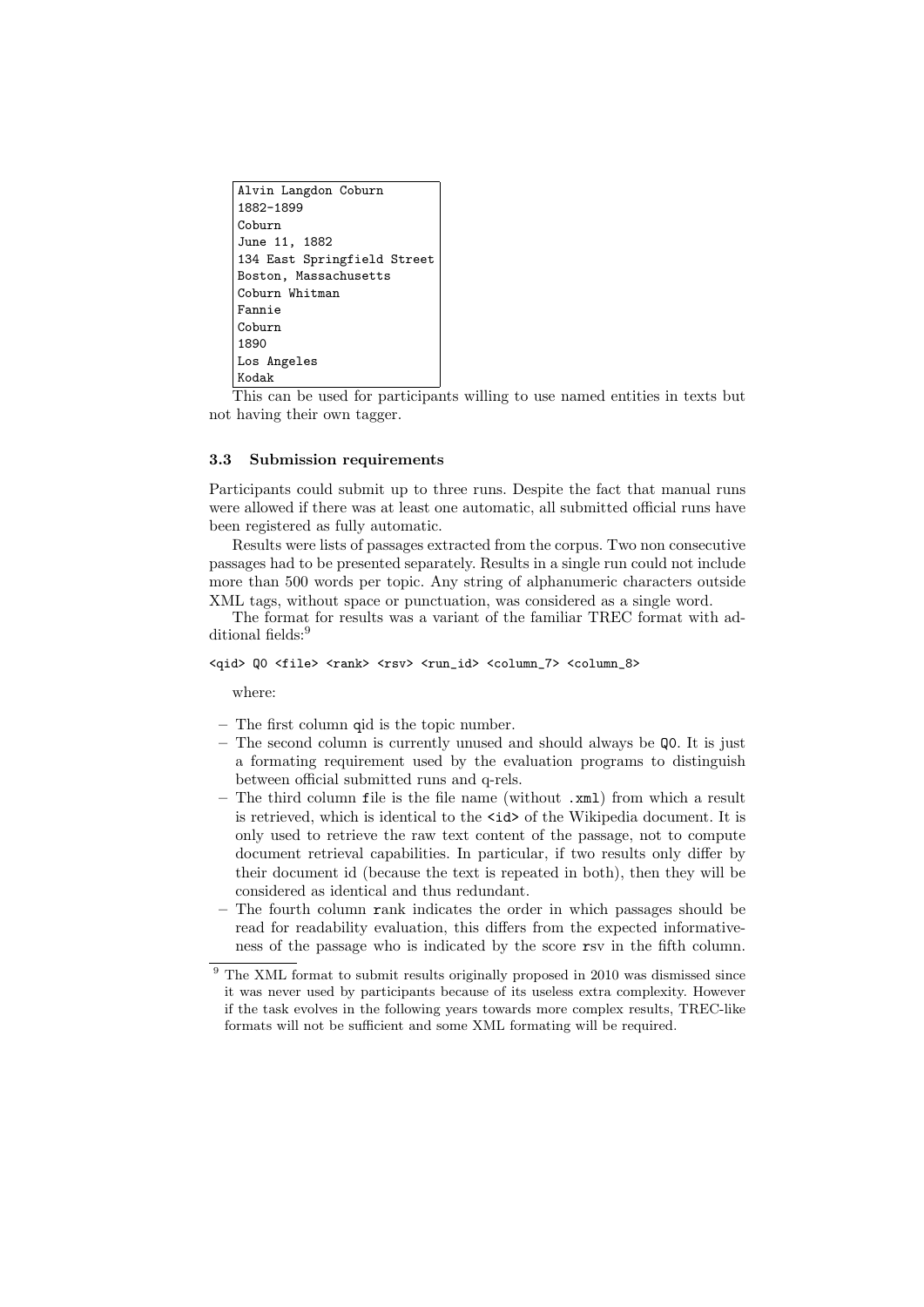```
Alvin Langdon Coburn
1882-1899
Coburn
June 11, 1882
134 East Springfield Street
Boston, Massachusetts
Coburn Whitman
Fannie
Coburn
1890
Los Angeles
Kodak
```

This can be used for participants willing to use named entities in texts but not having their own tagger.

### 3.3 Submission requirements

Participants could submit up to three runs. Despite the fact that manual runs were allowed if there was at least one automatic, all submitted official runs have been registered as fully automatic.

Results were lists of passages extracted from the corpus. Two non consecutive passages had to be presented separately. Results in a single run could not include more than 500 words per topic. Any string of alphanumeric characters outside XML tags, without space or punctuation, was considered as a single word.

The format for results was a variant of the familiar TREC format with additional fields:[9]

```
<qid> Q0 <file> <rank> <rsv> <run_id> <column_7> <column_8>
```

where:

- The first column `qid` is the topic number.
- The second column is currently unused and should always be `Q0`. It is just a formating requirement used by the evaluation programs to distinguish between official submitted runs and q-rels.
- The third column `file` is the file name (without `.xml`) from which a result is retrieved, which is identical to the `<id>` of the Wikipedia document. It is only used to retrieve the raw text content of the passage, not to compute document retrieval capabilities. In particular, if two results only differ by their document id (because the text is repeated in both), then they will be considered as identical and thus redundant.
- The fourth column `rank` indicates the order in which passages should be read for readability evaluation, this differs from the expected informativeness of the passage who is indicated by the score `rsv` in the fifth column.

[9] The XML format to submit results originally proposed in 2010 was dismissed since it was never used by participants because of its useless extra complexity. However if the task evolves in the following years towards more complex results, TREC-like formats will not be sufficient and some XML formating will be required.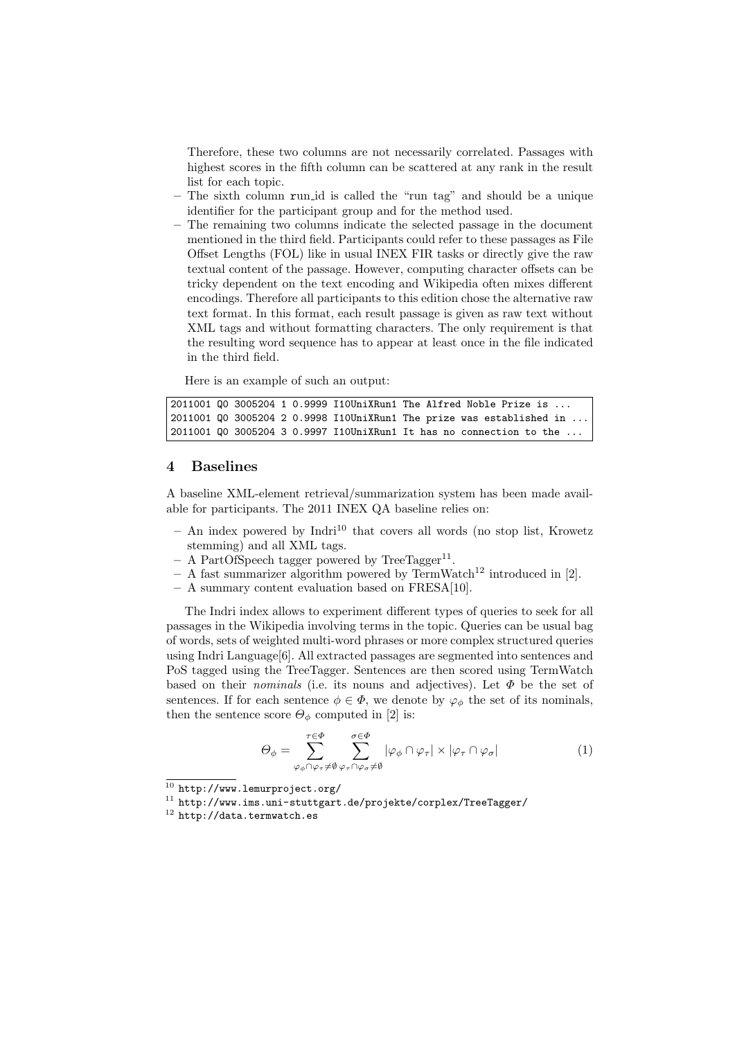Therefore, these two columns are not necessarily correlated. Passages with highest scores in the fifth column can be scattered at any rank in the result list for each topic.

- The sixth column `run_id` is called the "run tag" and should be a unique identifier for the participant group and for the method used.
- The remaining two columns indicate the selected passage in the document mentioned in the third field. Participants could refer to these passages as File Offset Lengths (FOL) like in usual INEX FIR tasks or directly give the raw textual content of the passage. However, computing character offsets can be tricky dependent on the text encoding and Wikipedia often mixes different encodings. Therefore all participants to this edition chose the alternative raw text format. In this format, each result passage is given as raw text without XML tags and without formatting characters. The only requirement is that the resulting word sequence has to appear at least once in the file indicated in the third field.

Here is an example of such an output:

```
2011001 Q0 3005204 1 0.9999 I10UniXRun1 The Alfred Noble Prize is ...
2011001 Q0 3005204 2 0.9998 I10UniXRun1 The prize was established in ...
2011001 Q0 3005204 3 0.9997 I10UniXRun1 It has no connection to the ...
```

## 4 Baselines

A baseline XML-element retrieval/summarization system has been made available for participants. The 2011 INEX QA baseline relies on:

- An index powered by Indri[10] that covers all words (no stop list, Krowetz stemming) and all XML tags.
- A PartOfSpeech tagger powered by TreeTagger[11].
- A fast summarizer algorithm powered by TermWatch[12] introduced in [2].
- A summary content evaluation based on FRESA[10].

The Indri index allows to experiment different types of queries to seek for all passages in the Wikipedia involving terms in the topic. Queries can be usual bag of words, sets of weighted multi-word phrases or more complex structured queries using Indri Language[6]. All extracted passages are segmented into sentences and PoS tagged using the TreeTagger. Sentences are then scored using TermWatch based on their *nominals* (i.e. its nouns and adjectives). Let $\Phi$ be the set of sentences. If for each sentence $\phi \in \Phi$, we denote by $\varphi_\phi$ the set of its nominals, then the sentence score $\Theta_\phi$ computed in [2] is:

$$\Theta_\phi = \sum_{\varphi_\phi \cap \varphi_\tau \neq \emptyset}^{\tau \in \Phi} \sum_{\varphi_\tau \cap \varphi_\sigma \neq \emptyset}^{\sigma \in \Phi} |\varphi_\phi \cap \varphi_\tau| \times |\varphi_\tau \cap \varphi_\sigma| \tag{1}$$

[10] http://www.lemurproject.org/

[11] http://www.ims.uni-stuttgart.de/projekte/corplex/TreeTagger/

[12] http://data.termwatch.es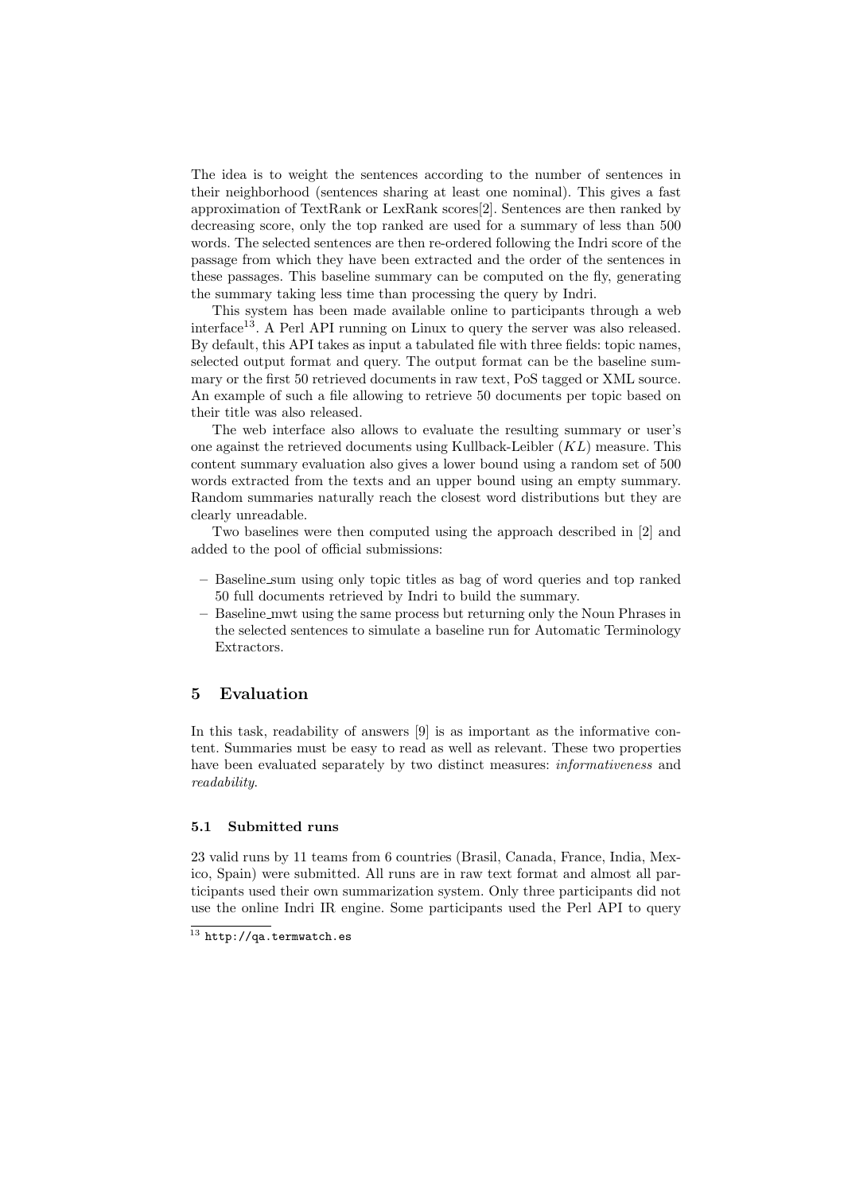The idea is to weight the sentences according to the number of sentences in their neighborhood (sentences sharing at least one nominal). This gives a fast approximation of TextRank or LexRank scores[2]. Sentences are then ranked by decreasing score, only the top ranked are used for a summary of less than 500 words. The selected sentences are then re-ordered following the Indri score of the passage from which they have been extracted and the order of the sentences in these passages. This baseline summary can be computed on the fly, generating the summary taking less time than processing the query by Indri.

This system has been made available online to participants through a web interface[13]. A Perl API running on Linux to query the server was also released. By default, this API takes as input a tabulated file with three fields: topic names, selected output format and query. The output format can be the baseline summary or the first 50 retrieved documents in raw text, PoS tagged or XML source. An example of such a file allowing to retrieve 50 documents per topic based on their title was also released.

The web interface also allows to evaluate the resulting summary or user's one against the retrieved documents using Kullback-Leibler ($KL$) measure. This content summary evaluation also gives a lower bound using a random set of 500 words extracted from the texts and an upper bound using an empty summary. Random summaries naturally reach the closest word distributions but they are clearly unreadable.

Two baselines were then computed using the approach described in [2] and added to the pool of official submissions:

- Baseline_sum using only topic titles as bag of word queries and top ranked 50 full documents retrieved by Indri to build the summary.
- Baseline_mwt using the same process but returning only the Noun Phrases in the selected sentences to simulate a baseline run for Automatic Terminology Extractors.

## 5 Evaluation

In this task, readability of answers [9] is as important as the informative content. Summaries must be easy to read as well as relevant. These two properties have been evaluated separately by two distinct measures: *informativeness* and *readability*.

### 5.1 Submitted runs

23 valid runs by 11 teams from 6 countries (Brasil, Canada, France, India, Mexico, Spain) were submitted. All runs are in raw text format and almost all participants used their own summarization system. Only three participants did not use the online Indri IR engine. Some participants used the Perl API to query

[13] http://qa.termwatch.es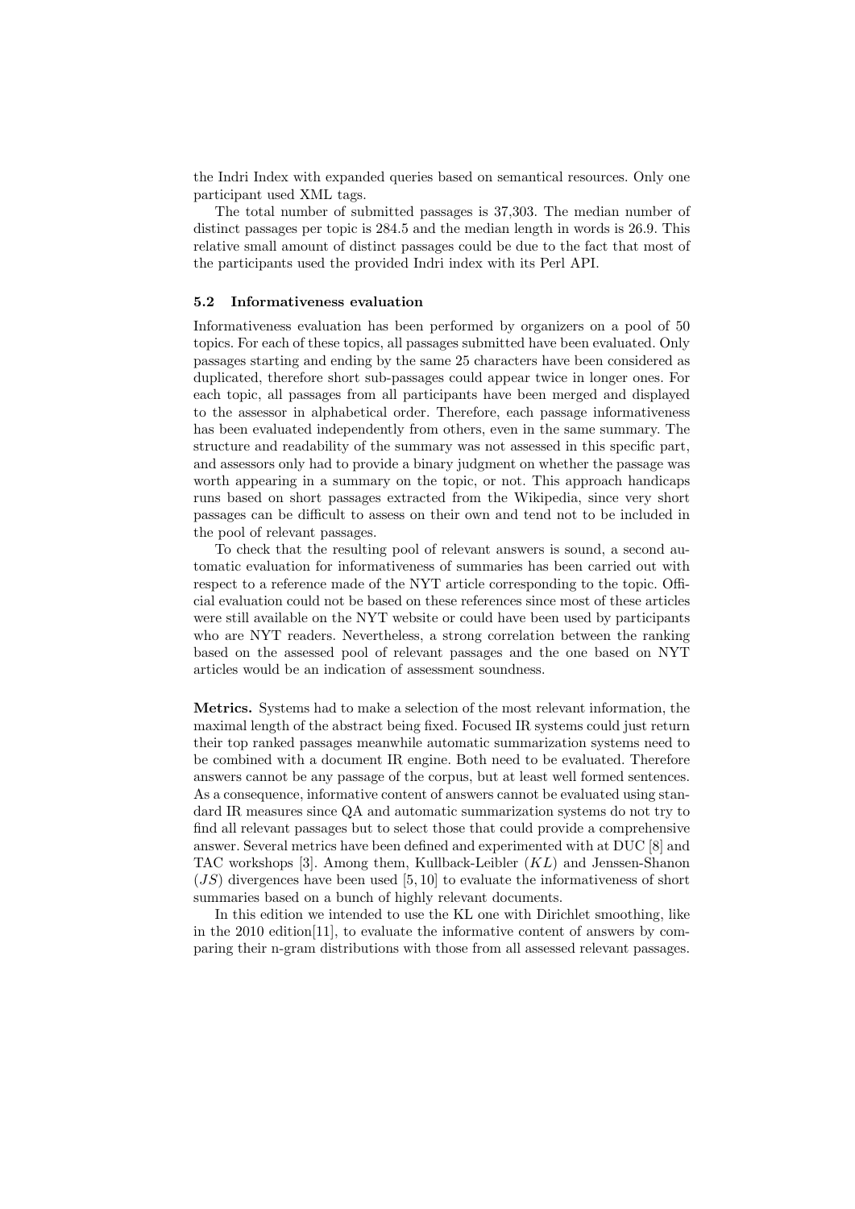the Indri Index with expanded queries based on semantical resources. Only one participant used XML tags.

The total number of submitted passages is 37,303. The median number of distinct passages per topic is 284.5 and the median length in words is 26.9. This relative small amount of distinct passages could be due to the fact that most of the participants used the provided Indri index with its Perl API.

### 5.2 Informativeness evaluation

Informativeness evaluation has been performed by organizers on a pool of 50 topics. For each of these topics, all passages submitted have been evaluated. Only passages starting and ending by the same 25 characters have been considered as duplicated, therefore short sub-passages could appear twice in longer ones. For each topic, all passages from all participants have been merged and displayed to the assessor in alphabetical order. Therefore, each passage informativeness has been evaluated independently from others, even in the same summary. The structure and readability of the summary was not assessed in this specific part, and assessors only had to provide a binary judgment on whether the passage was worth appearing in a summary on the topic, or not. This approach handicaps runs based on short passages extracted from the Wikipedia, since very short passages can be difficult to assess on their own and tend not to be included in the pool of relevant passages.

To check that the resulting pool of relevant answers is sound, a second automatic evaluation for informativeness of summaries has been carried out with respect to a reference made of the NYT article corresponding to the topic. Official evaluation could not be based on these references since most of these articles were still available on the NYT website or could have been used by participants who are NYT readers. Nevertheless, a strong correlation between the ranking based on the assessed pool of relevant passages and the one based on NYT articles would be an indication of assessment soundness.

**Metrics.** Systems had to make a selection of the most relevant information, the maximal length of the abstract being fixed. Focused IR systems could just return their top ranked passages meanwhile automatic summarization systems need to be combined with a document IR engine. Both need to be evaluated. Therefore answers cannot be any passage of the corpus, but at least well formed sentences. As a consequence, informative content of answers cannot be evaluated using standard IR measures since QA and automatic summarization systems do not try to find all relevant passages but to select those that could provide a comprehensive answer. Several metrics have been defined and experimented with at DUC [8] and TAC workshops [3]. Among them, Kullback-Leibler ($KL$) and Jenssen-Shanon ($JS$) divergences have been used [5, 10] to evaluate the informativeness of short summaries based on a bunch of highly relevant documents.

In this edition we intended to use the KL one with Dirichlet smoothing, like in the 2010 edition[11], to evaluate the informative content of answers by comparing their n-gram distributions with those from all assessed relevant passages.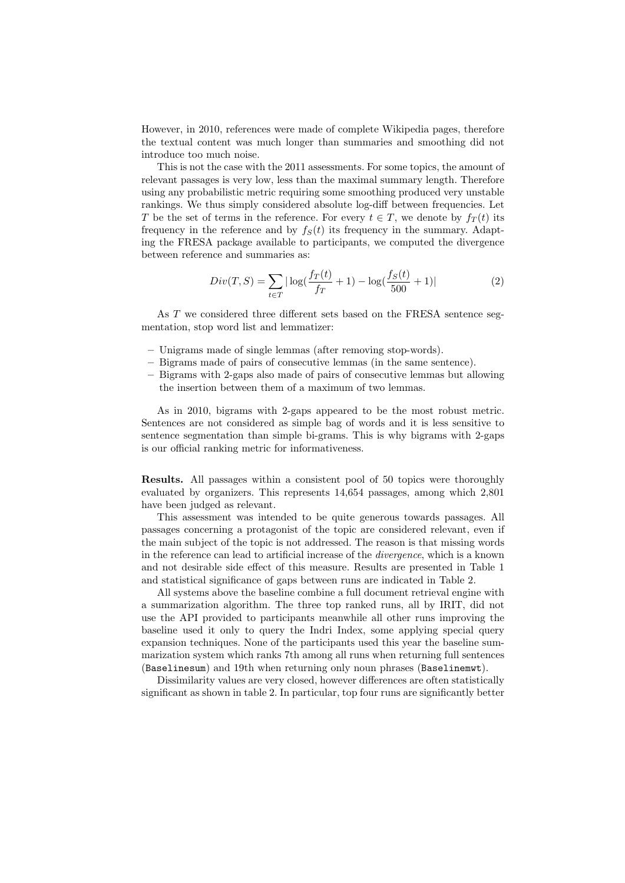However, in 2010, references were made of complete Wikipedia pages, therefore the textual content was much longer than summaries and smoothing did not introduce too much noise.

This is not the case with the 2011 assessments. For some topics, the amount of relevant passages is very low, less than the maximal summary length. Therefore using any probabilistic metric requiring some smoothing produced very unstable rankings. We thus simply considered absolute log-diff between frequencies. Let $T$ be the set of terms in the reference. For every $t \in T$, we denote by $f_T(t)$ its frequency in the reference and by $f_S(t)$ its frequency in the summary. Adapting the FRESA package available to participants, we computed the divergence between reference and summaries as:

$$Div(T, S) = \sum_{t \in T} |\log(\frac{f_T(t)}{f_T} + 1) - \log(\frac{f_S(t)}{500} + 1)| \tag{2}$$

As $T$ we considered three different sets based on the FRESA sentence segmentation, stop word list and lemmatizer:

- Unigrams made of single lemmas (after removing stop-words).
- Bigrams made of pairs of consecutive lemmas (in the same sentence).
- Bigrams with 2-gaps also made of pairs of consecutive lemmas but allowing the insertion between them of a maximum of two lemmas.

As in 2010, bigrams with 2-gaps appeared to be the most robust metric. Sentences are not considered as simple bag of words and it is less sensitive to sentence segmentation than simple bi-grams. This is why bigrams with 2-gaps is our official ranking metric for informativeness.

**Results.** All passages within a consistent pool of 50 topics were thoroughly evaluated by organizers. This represents 14,654 passages, among which 2,801 have been judged as relevant.

This assessment was intended to be quite generous towards passages. All passages concerning a protagonist of the topic are considered relevant, even if the main subject of the topic is not addressed. The reason is that missing words in the reference can lead to artificial increase of the *divergence*, which is a known and not desirable side effect of this measure. Results are presented in Table 1 and statistical significance of gaps between runs are indicated in Table 2.

All systems above the baseline combine a full document retrieval engine with a summarization algorithm. The three top ranked runs, all by IRIT, did not use the API provided to participants meanwhile all other runs improving the baseline used it only to query the Indri Index, some applying special query expansion techniques. None of the participants used this year the baseline summarization system which ranks 7th among all runs when returning full sentences (`Baselinesum`) and 19th when returning only noun phrases (`Baselinemwt`).

Dissimilarity values are very closed, however differences are often statistically significant as shown in table 2. In particular, top four runs are significantly better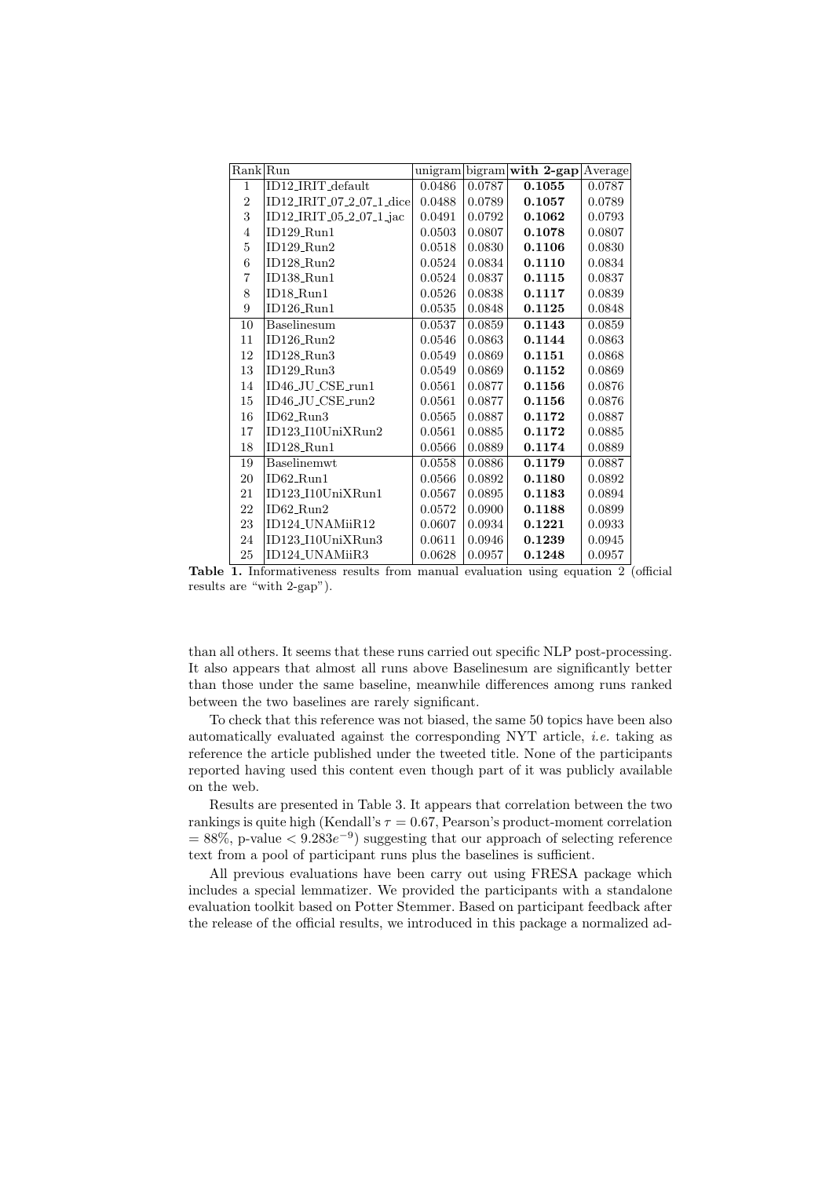| Rank | Run | unigram | bigram | **with 2-gap** | Average |
|---|---|---|---|---|---|
| 1 | ID12_IRIT_default | 0.0486 | 0.0787 | **0.1055** | 0.0787 |
| 2 | ID12_IRIT_07_2_07_1_dice | 0.0488 | 0.0789 | **0.1057** | 0.0789 |
| 3 | ID12_IRIT_05_2_07_1_jac | 0.0491 | 0.0792 | **0.1062** | 0.0793 |
| 4 | ID129_Run1 | 0.0503 | 0.0807 | **0.1078** | 0.0807 |
| 5 | ID129_Run2 | 0.0518 | 0.0830 | **0.1106** | 0.0830 |
| 6 | ID128_Run2 | 0.0524 | 0.0834 | **0.1110** | 0.0834 |
| 7 | ID138_Run1 | 0.0524 | 0.0837 | **0.1115** | 0.0837 |
| 8 | ID18_Run1 | 0.0526 | 0.0838 | **0.1117** | 0.0839 |
| 9 | ID126_Run1 | 0.0535 | 0.0848 | **0.1125** | 0.0848 |
| 10 | Baselinesum | 0.0537 | 0.0859 | **0.1143** | 0.0859 |
| 11 | ID126_Run2 | 0.0546 | 0.0863 | **0.1144** | 0.0863 |
| 12 | ID128_Run3 | 0.0549 | 0.0869 | **0.1151** | 0.0868 |
| 13 | ID129_Run3 | 0.0549 | 0.0869 | **0.1152** | 0.0869 |
| 14 | ID46_JU_CSE_run1 | 0.0561 | 0.0877 | **0.1156** | 0.0876 |
| 15 | ID46_JU_CSE_run2 | 0.0561 | 0.0877 | **0.1156** | 0.0876 |
| 16 | ID62_Run3 | 0.0565 | 0.0887 | **0.1172** | 0.0887 |
| 17 | ID123_I10UniXRun2 | 0.0561 | 0.0885 | **0.1172** | 0.0885 |
| 18 | ID128_Run1 | 0.0566 | 0.0889 | **0.1174** | 0.0889 |
| 19 | Baselinemwt | 0.0558 | 0.0886 | **0.1179** | 0.0887 |
| 20 | ID62_Run1 | 0.0566 | 0.0892 | **0.1180** | 0.0892 |
| 21 | ID123_I10UniXRun1 | 0.0567 | 0.0895 | **0.1183** | 0.0894 |
| 22 | ID62_Run2 | 0.0572 | 0.0900 | **0.1188** | 0.0899 |
| 23 | ID124_UNAMiiR12 | 0.0607 | 0.0934 | **0.1221** | 0.0933 |
| 24 | ID123_I10UniXRun3 | 0.0611 | 0.0946 | **0.1239** | 0.0945 |
| 25 | ID124_UNAMiiR3 | 0.0628 | 0.0957 | **0.1248** | 0.0957 |

**Table 1.** Informativeness results from manual evaluation using equation 2 (official results are "with 2-gap").

than all others. It seems that these runs carried out specific NLP post-processing. It also appears that almost all runs above Baselinesum are significantly better than those under the same baseline, meanwhile differences among runs ranked between the two baselines are rarely significant.

To check that this reference was not biased, the same 50 topics have been also automatically evaluated against the corresponding NYT article, *i.e.* taking as reference the article published under the tweeted title. None of the participants reported having used this content even though part of it was publicly available on the web.

Results are presented in Table 3. It appears that correlation between the two rankings is quite high (Kendall's $\tau = 0.67$, Pearson's product-moment correlation $= 88\%$, p-value $< 9.283e^{-9}$) suggesting that our approach of selecting reference text from a pool of participant runs plus the baselines is sufficient.

All previous evaluations have been carry out using FRESA package which includes a special lemmatizer. We provided the participants with a standalone evaluation toolkit based on Potter Stemmer. Based on participant feedback after the release of the official results, we introduced in this package a normalized ad-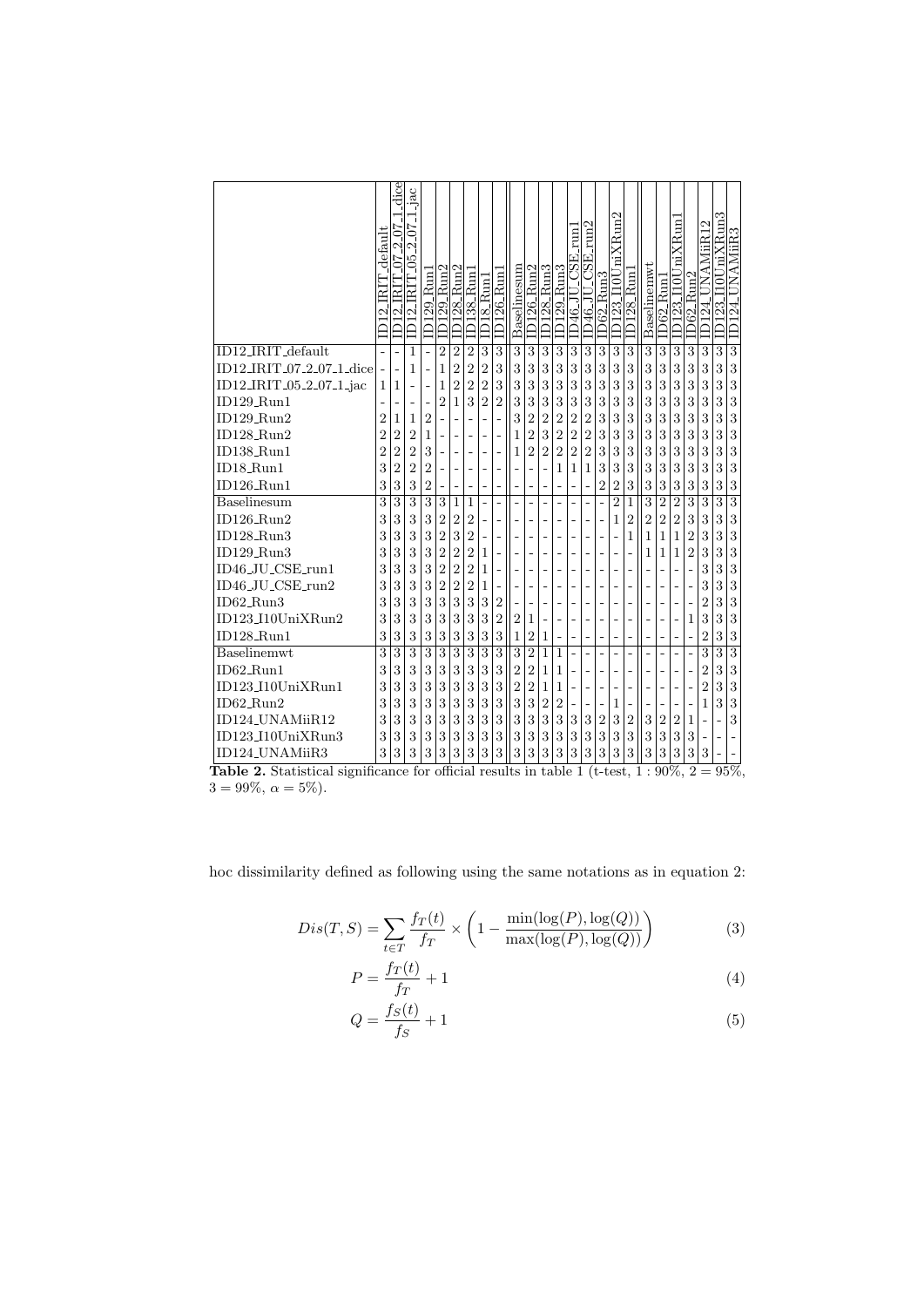| | ID12_IRIT_default | ID12_IRIT_07_2_07_1_dice | ID12_IRIT_05_2_07_1_jac | ID129_Run1 | ID129_Run2 | ID128_Run2 | ID138_Run1 | ID18_Run1 | ID126_Run1 | Baselinesum | ID126_Run2 | ID128_Run3 | ID129_Run3 | ID46_JU_CSE_run1 | ID46_JU_CSE_run2 | ID62_Run3 | ID123_I10UniXRun2 | ID128_Run1 | Baselinemwt | ID62_Run1 | ID123_I10UniXRun1 | ID62_Run2 | ID124_UNAMiiR12 | ID123_I10UniXRun3 | ID124_UNAMiiR3 |
|---|---|---|---|---|---|---|---|---|---|---|---|---|---|---|---|---|---|---|---|---|---|---|---|---|---|
| ID12_IRIT_default | - | - | 1 | - | 2 | 2 | 2 | 3 | 3 | 3 | 3 | 3 | 3 | 3 | 3 | 3 | 3 | 3 | 3 | 3 | 3 | 3 | 3 | 3 | 3 |
| ID12_IRIT_07_2_07_1_dice | - | - | 1 | - | 1 | 2 | 2 | 2 | 3 | 3 | 3 | 3 | 3 | 3 | 3 | 3 | 3 | 3 | 3 | 3 | 3 | 3 | 3 | 3 | 3 |
| ID12_IRIT_05_2_07_1_jac | 1 | 1 | - | - | 1 | 2 | 2 | 2 | 3 | 3 | 3 | 3 | 3 | 3 | 3 | 3 | 3 | 3 | 3 | 3 | 3 | 3 | 3 | 3 | 3 |
| ID129_Run1 | - | - | - | - | 2 | 1 | 3 | 2 | 2 | 3 | 3 | 3 | 3 | 3 | 3 | 3 | 3 | 3 | 3 | 3 | 3 | 3 | 3 | 3 | 3 |
| ID129_Run2 | 2 | 1 | 1 | 2 | - | - | - | - | - | 3 | 2 | 2 | 2 | 2 | 2 | 3 | 3 | 3 | 3 | 3 | 3 | 3 | 3 | 3 | 3 |
| ID128_Run2 | 2 | 2 | 2 | 1 | - | - | - | - | - | 1 | 2 | 3 | 2 | 2 | 2 | 3 | 3 | 3 | 3 | 3 | 3 | 3 | 3 | 3 | 3 |
| ID138_Run1 | 2 | 2 | 2 | 3 | - | - | - | - | - | 1 | 2 | 2 | 2 | 2 | 2 | 3 | 3 | 3 | 3 | 3 | 3 | 3 | 3 | 3 | 3 |
| ID18_Run1 | 3 | 2 | 2 | 2 | - | - | - | - | - | - | - | - | 1 | 1 | 1 | 3 | 3 | 3 | 3 | 3 | 3 | 3 | 3 | 3 | 3 |
| ID126_Run1 | 3 | 3 | 3 | 2 | - | - | - | - | - | - | - | - | - | - | - | 2 | 2 | 3 | 3 | 3 | 3 | 3 | 3 | 3 | 3 |
| Baselinesum | 3 | 3 | 3 | 3 | 3 | 1 | 1 | - | - | - | - | - | - | - | - | - | 2 | 1 | 3 | 2 | 2 | 3 | 3 | 3 | 3 |
| ID126_Run2 | 3 | 3 | 3 | 3 | 2 | 2 | 2 | - | - | - | - | - | - | - | - | - | 1 | 2 | 2 | 2 | 2 | 3 | 3 | 3 | 3 |
| ID128_Run3 | 3 | 3 | 3 | 3 | 2 | 3 | 2 | - | - | - | - | - | - | - | - | - | - | 1 | 1 | 1 | 1 | 2 | 3 | 3 | 3 |
| ID129_Run3 | 3 | 3 | 3 | 3 | 2 | 2 | 2 | 1 | - | - | - | - | - | - | - | - | - | - | 1 | 1 | 1 | 2 | 3 | 3 | 3 |
| ID46_JU_CSE_run1 | 3 | 3 | 3 | 3 | 2 | 2 | 2 | 1 | - | - | - | - | - | - | - | - | - | - | - | - | - | - | 3 | 3 | 3 |
| ID46_JU_CSE_run2 | 3 | 3 | 3 | 3 | 2 | 2 | 2 | 1 | - | - | - | - | - | - | - | - | - | - | - | - | - | - | 3 | 3 | 3 |
| ID62_Run3 | 3 | 3 | 3 | 3 | 3 | 3 | 3 | 3 | 2 | - | - | - | - | - | - | - | - | - | - | - | - | - | 2 | 3 | 3 |
| ID123_I10UniXRun2 | 3 | 3 | 3 | 3 | 3 | 3 | 3 | 3 | 2 | 2 | 1 | - | - | - | - | - | - | - | - | - | - | 1 | 3 | 3 | 3 |
| ID128_Run1 | 3 | 3 | 3 | 3 | 3 | 3 | 3 | 3 | 3 | 1 | 2 | 1 | - | - | - | - | - | - | - | - | - | - | 2 | 3 | 3 |
| Baselinemwt | 3 | 3 | 3 | 3 | 3 | 3 | 3 | 3 | 3 | 3 | 2 | 1 | 1 | - | - | - | - | - | - | - | - | - | 3 | 3 | 3 |
| ID62_Run1 | 3 | 3 | 3 | 3 | 3 | 3 | 3 | 3 | 3 | 2 | 2 | 1 | 1 | - | - | - | - | - | - | - | - | - | 2 | 3 | 3 |
| ID123_I10UniXRun1 | 3 | 3 | 3 | 3 | 3 | 3 | 3 | 3 | 3 | 2 | 2 | 1 | 1 | - | - | - | - | - | - | - | - | - | 2 | 3 | 3 |
| ID62_Run2 | 3 | 3 | 3 | 3 | 3 | 3 | 3 | 3 | 3 | 3 | 3 | 2 | 2 | - | - | - | 1 | - | - | - | - | - | 1 | 3 | 3 |
| ID124_UNAMiiR12 | 3 | 3 | 3 | 3 | 3 | 3 | 3 | 3 | 3 | 3 | 3 | 3 | 3 | 3 | 3 | 2 | 3 | 2 | 3 | 2 | 2 | 1 | - | - | 3 |
| ID123_I10UniXRun3 | 3 | 3 | 3 | 3 | 3 | 3 | 3 | 3 | 3 | 3 | 3 | 3 | 3 | 3 | 3 | 3 | 3 | 3 | 3 | 3 | 3 | 3 | - | - | - |
| ID124_UNAMiiR3 | 3 | 3 | 3 | 3 | 3 | 3 | 3 | 3 | 3 | 3 | 3 | 3 | 3 | 3 | 3 | 3 | 3 | 3 | 3 | 3 | 3 | 3 | 3 | - | - |

**Table 2.** Statistical significance for official results in table 1 (t-test, $1 : 90\%$, $2 = 95\%$, $3 = 99\%$, $\alpha = 5\%$).

hoc dissimilarity defined as following using the same notations as in equation 2:

$$Dis(T, S) = \sum_{t \in T} \frac{f_T(t)}{f_T} \times \left(1 - \frac{\min(\log(P), \log(Q))}{\max(\log(P), \log(Q))}\right) \tag{3}$$

$$P = \frac{f_T(t)}{f_T} + 1 \tag{4}$$

$$Q = \frac{f_S(t)}{f_S} + 1 \tag{5}$$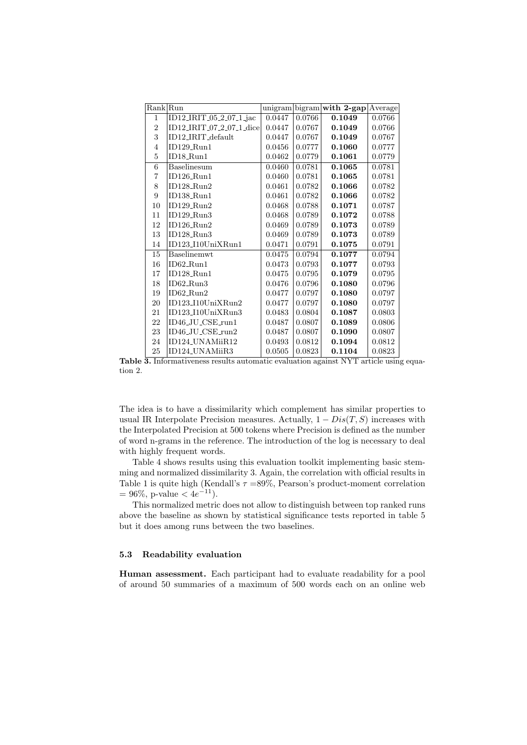| Rank | Run | unigram | bigram | **with 2-gap** | Average |
|---|---|---|---|---|---|
| 1 | ID12_IRIT_05_2_07_1_jac | 0.0447 | 0.0766 | **0.1049** | 0.0766 |
| 2 | ID12_IRIT_07_2_07_1_dice | 0.0447 | 0.0767 | **0.1049** | 0.0766 |
| 3 | ID12_IRIT_default | 0.0447 | 0.0767 | **0.1049** | 0.0767 |
| 4 | ID129_Run1 | 0.0456 | 0.0777 | **0.1060** | 0.0777 |
| 5 | ID18_Run1 | 0.0462 | 0.0779 | **0.1061** | 0.0779 |
| 6 | Baselinesum | 0.0460 | 0.0781 | **0.1065** | 0.0781 |
| 7 | ID126_Run1 | 0.0460 | 0.0781 | **0.1065** | 0.0781 |
| 8 | ID128_Run2 | 0.0461 | 0.0782 | **0.1066** | 0.0782 |
| 9 | ID138_Run1 | 0.0461 | 0.0782 | **0.1066** | 0.0782 |
| 10 | ID129_Run2 | 0.0468 | 0.0788 | **0.1071** | 0.0787 |
| 11 | ID129_Run3 | 0.0468 | 0.0789 | **0.1072** | 0.0788 |
| 12 | ID126_Run2 | 0.0469 | 0.0789 | **0.1073** | 0.0789 |
| 13 | ID128_Run3 | 0.0469 | 0.0789 | **0.1073** | 0.0789 |
| 14 | ID123_I10UniXRun1 | 0.0471 | 0.0791 | **0.1075** | 0.0791 |
| 15 | Baselinemwt | 0.0475 | 0.0794 | **0.1077** | 0.0794 |
| 16 | ID62_Run1 | 0.0473 | 0.0793 | **0.1077** | 0.0793 |
| 17 | ID128_Run1 | 0.0475 | 0.0795 | **0.1079** | 0.0795 |
| 18 | ID62_Run3 | 0.0476 | 0.0796 | **0.1080** | 0.0796 |
| 19 | ID62_Run2 | 0.0477 | 0.0797 | **0.1080** | 0.0797 |
| 20 | ID123_I10UniXRun2 | 0.0477 | 0.0797 | **0.1080** | 0.0797 |
| 21 | ID123_I10UniXRun3 | 0.0483 | 0.0804 | **0.1087** | 0.0803 |
| 22 | ID46_JU_CSE_run1 | 0.0487 | 0.0807 | **0.1089** | 0.0806 |
| 23 | ID46_JU_CSE_run2 | 0.0487 | 0.0807 | **0.1090** | 0.0807 |
| 24 | ID124_UNAMiiR12 | 0.0493 | 0.0812 | **0.1094** | 0.0812 |
| 25 | ID124_UNAMiiR3 | 0.0505 | 0.0823 | **0.1104** | 0.0823 |

**Table 3.** Informativeness results automatic evaluation against NYT article using equation 2.

The idea is to have a dissimilarity which complement has similar properties to usual IR Interpolate Precision measures. Actually, $1 - Dis(T, S)$ increases with the Interpolated Precision at 500 tokens where Precision is defined as the number of word n-grams in the reference. The introduction of the log is necessary to deal with highly frequent words.

Table 4 shows results using this evaluation toolkit implementing basic stemming and normalized dissimilarity 3. Again, the correlation with official results in Table 1 is quite high (Kendall's $\tau$ =89%, Pearson's product-moment correlation = 96%, p-value $< 4e^{-11}$).

This normalized metric does not allow to distinguish between top ranked runs above the baseline as shown by statistical significance tests reported in table 5 but it does among runs between the two baselines.

### 5.3 Readability evaluation

**Human assessment.** Each participant had to evaluate readability for a pool of around 50 summaries of a maximum of 500 words each on an online web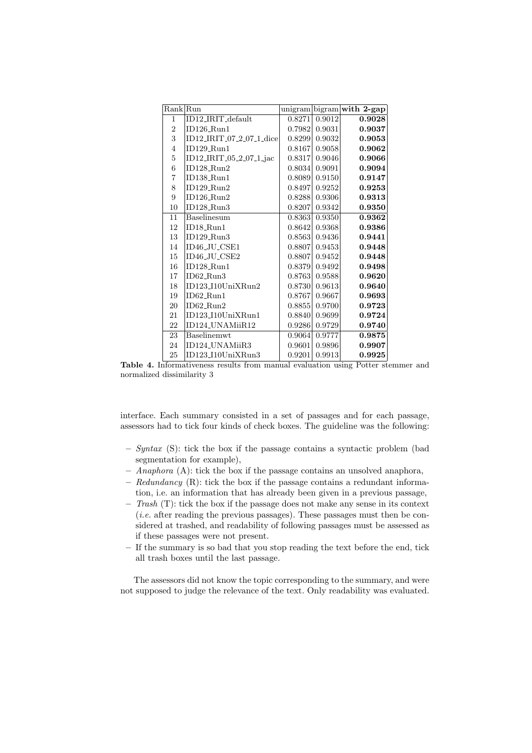| Rank | Run | unigram | bigram | **with 2-gap** |
|---|---|---|---|---|
| 1 | ID12_IRIT_default | 0.8271 | 0.9012 | **0.9028** |
| 2 | ID126_Run1 | 0.7982 | 0.9031 | **0.9037** |
| 3 | ID12_IRIT_07_2_07_1_dice | 0.8299 | 0.9032 | **0.9053** |
| 4 | ID129_Run1 | 0.8167 | 0.9058 | **0.9062** |
| 5 | ID12_IRIT_05_2_07_1_jac | 0.8317 | 0.9046 | **0.9066** |
| 6 | ID128_Run2 | 0.8034 | 0.9091 | **0.9094** |
| 7 | ID138_Run1 | 0.8089 | 0.9150 | **0.9147** |
| 8 | ID129_Run2 | 0.8497 | 0.9252 | **0.9253** |
| 9 | ID126_Run2 | 0.8288 | 0.9306 | **0.9313** |
| 10 | ID128_Run3 | 0.8207 | 0.9342 | **0.9350** |
| 11 | Baselinesum | 0.8363 | 0.9350 | **0.9362** |
| 12 | ID18_Run1 | 0.8642 | 0.9368 | **0.9386** |
| 13 | ID129_Run3 | 0.8563 | 0.9436 | **0.9441** |
| 14 | ID46_JU_CSE1 | 0.8807 | 0.9453 | **0.9448** |
| 15 | ID46_JU_CSE2 | 0.8807 | 0.9452 | **0.9448** |
| 16 | ID128_Run1 | 0.8379 | 0.9492 | **0.9498** |
| 17 | ID62_Run3 | 0.8763 | 0.9588 | **0.9620** |
| 18 | ID123_I10UniXRun2 | 0.8730 | 0.9613 | **0.9640** |
| 19 | ID62_Run1 | 0.8767 | 0.9667 | **0.9693** |
| 20 | ID62_Run2 | 0.8855 | 0.9700 | **0.9723** |
| 21 | ID123_I10UniXRun1 | 0.8840 | 0.9699 | **0.9724** |
| 22 | ID124_UNAMiiR12 | 0.9286 | 0.9729 | **0.9740** |
| 23 | Baselinemwt | 0.9064 | 0.9777 | **0.9875** |
| 24 | ID124_UNAMiiR3 | 0.9601 | 0.9896 | **0.9907** |
| 25 | ID123_I10UniXRun3 | 0.9201 | 0.9913 | **0.9925** |

**Table 4.** Informativeness results from manual evaluation using Potter stemmer and normalized dissimilarity 3

interface. Each summary consisted in a set of passages and for each passage, assessors had to tick four kinds of check boxes. The guideline was the following:

- *Syntax* (S): tick the box if the passage contains a syntactic problem (bad segmentation for example),
- *Anaphora* (A): tick the box if the passage contains an unsolved anaphora,
- *Redundancy* (R): tick the box if the passage contains a redundant information, i.e. an information that has already been given in a previous passage,
- *Trash* (T): tick the box if the passage does not make any sense in its context (*i.e.* after reading the previous passages). These passages must then be considered at trashed, and readability of following passages must be assessed as if these passages were not present.
- If the summary is so bad that you stop reading the text before the end, tick all trash boxes until the last passage.

The assessors did not know the topic corresponding to the summary, and were not supposed to judge the relevance of the text. Only readability was evaluated.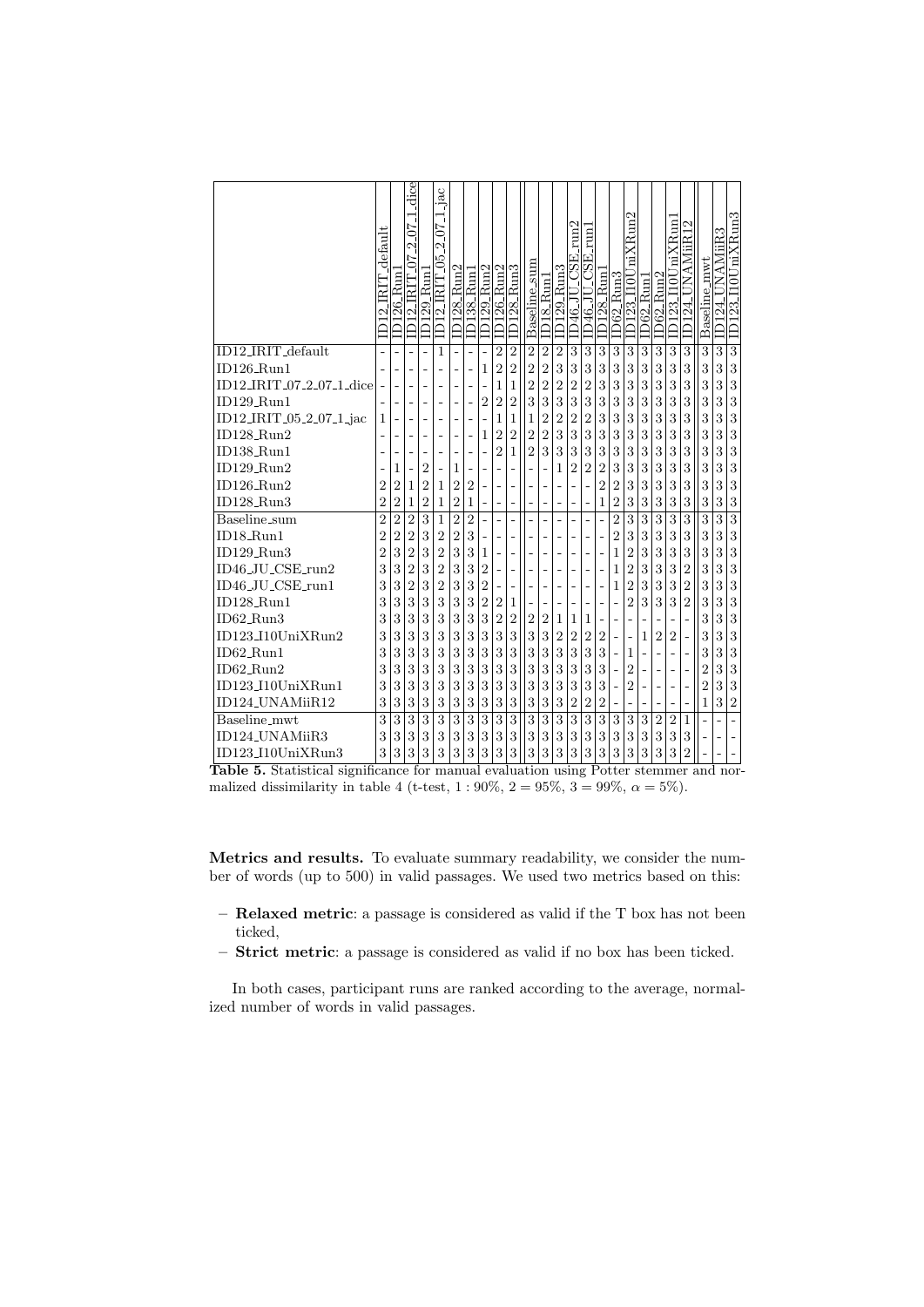| | ID12_IRIT_default | ID126_Run1 | ID12_IRIT_07_2_07_1_dice | ID129_Run1 | ID12_IRIT_05_2_07_1_jac | ID128_Run2 | ID138_Run1 | ID129_Run2 | ID126_Run2 | ID128_Run3 | Baseline_sum | ID18_Run1 | ID129_Run3 | ID46_JU_CSE_run2 | ID46_JU_CSE_run1 | ID128_Run1 | ID62_Run3 | ID123_I10UniXRun2 | ID62_Run1 | ID62_Run2 | ID123_I10UniXRun1 | ID124_UNAMiiR12 | Baseline_mwt | ID124_UNAMiiR3 | ID123_I10UniXRun3 |
|---|---|---|---|---|---|---|---|---|---|---|---|---|---|---|---|---|---|---|---|---|---|---|---|---|---|
| ID12_IRIT_default | - | - | - | - | 1 | - | - | - | 2 | 2 | 2 | 2 | 2 | 3 | 3 | 3 | 3 | 3 | 3 | 3 | 3 | 3 | 3 | 3 | 3 |
| ID126_Run1 | - | - | - | - | - | - | - | 1 | 2 | 2 | 2 | 2 | 3 | 3 | 3 | 3 | 3 | 3 | 3 | 3 | 3 | 3 | 3 | 3 | 3 |
| ID12_IRIT_07_2_07_1_dice | - | - | - | - | - | - | - | - | 1 | 1 | 2 | 2 | 2 | 2 | 2 | 3 | 3 | 3 | 3 | 3 | 3 | 3 | 3 | 3 | 3 |
| ID129_Run1 | - | - | - | - | - | - | - | 2 | 2 | 2 | 3 | 3 | 3 | 3 | 3 | 3 | 3 | 3 | 3 | 3 | 3 | 3 | 3 | 3 | 3 |
| ID12_IRIT_05_2_07_1_jac | 1 | - | - | - | - | - | - | - | 1 | 1 | 1 | 2 | 2 | 2 | 2 | 3 | 3 | 3 | 3 | 3 | 3 | 3 | 3 | 3 | 3 |
| ID128_Run2 | - | - | - | - | - | - | - | 1 | 2 | 2 | 2 | 2 | 3 | 3 | 3 | 3 | 3 | 3 | 3 | 3 | 3 | 3 | 3 | 3 | 3 |
| ID138_Run1 | - | - | - | - | - | - | - | - | 2 | 1 | 2 | 3 | 3 | 3 | 3 | 3 | 3 | 3 | 3 | 3 | 3 | 3 | 3 | 3 | 3 |
| ID129_Run2 | - | 1 | - | 2 | - | 1 | - | - | - | - | - | - | 1 | 2 | 2 | 2 | 3 | 3 | 3 | 3 | 3 | 3 | 3 | 3 | 3 |
| ID126_Run2 | 2 | 2 | 1 | 2 | 1 | 2 | 2 | - | - | - | - | - | - | - | - | 2 | 2 | 3 | 3 | 3 | 3 | 3 | 3 | 3 | 3 |
| ID128_Run3 | 2 | 2 | 1 | 2 | 1 | 2 | 1 | - | - | - | - | - | - | - | - | 1 | 2 | 3 | 3 | 3 | 3 | 3 | 3 | 3 | 3 |
| Baseline_sum | 2 | 2 | 2 | 3 | 1 | 2 | 2 | - | - | - | - | - | - | - | - | - | 2 | 3 | 3 | 3 | 3 | 3 | 3 | 3 | 3 |
| ID18_Run1 | 2 | 2 | 2 | 3 | 2 | 2 | 3 | - | - | - | - | - | - | - | - | - | 2 | 3 | 3 | 3 | 3 | 3 | 3 | 3 | 3 |
| ID129_Run3 | 2 | 3 | 2 | 3 | 2 | 3 | 3 | 1 | - | - | - | - | - | - | - | - | 1 | 2 | 3 | 3 | 3 | 3 | 3 | 3 | 3 |
| ID46_JU_CSE_run2 | 3 | 3 | 2 | 3 | 2 | 3 | 3 | 2 | - | - | - | - | - | - | - | - | 1 | 2 | 3 | 3 | 3 | 2 | 3 | 3 | 3 |
| ID46_JU_CSE_run1 | 3 | 3 | 2 | 3 | 2 | 3 | 3 | 2 | - | - | - | - | - | - | - | - | 1 | 2 | 3 | 3 | 3 | 2 | 3 | 3 | 3 |
| ID128_Run1 | 3 | 3 | 3 | 3 | 3 | 3 | 3 | 2 | 2 | 1 | - | - | - | - | - | - | - | 2 | 3 | 3 | 3 | 2 | 3 | 3 | 3 |
| ID62_Run3 | 3 | 3 | 3 | 3 | 3 | 3 | 3 | 3 | 2 | 2 | 2 | 2 | 1 | 1 | 1 | - | - | - | - | - | - | - | 3 | 3 | 3 |
| ID123_I10UniXRun2 | 3 | 3 | 3 | 3 | 3 | 3 | 3 | 3 | 3 | 3 | 3 | 3 | 2 | 2 | 2 | 2 | - | - | 1 | 2 | 2 | - | 3 | 3 | 3 |
| ID62_Run1 | 3 | 3 | 3 | 3 | 3 | 3 | 3 | 3 | 3 | 3 | 3 | 3 | 3 | 3 | 3 | 3 | - | 1 | - | - | - | - | 3 | 3 | 3 |
| ID62_Run2 | 3 | 3 | 3 | 3 | 3 | 3 | 3 | 3 | 3 | 3 | 3 | 3 | 3 | 3 | 3 | 3 | - | 2 | - | - | - | - | 2 | 3 | 3 |
| ID123_I10UniXRun1 | 3 | 3 | 3 | 3 | 3 | 3 | 3 | 3 | 3 | 3 | 3 | 3 | 3 | 3 | 3 | 3 | - | 2 | - | - | - | - | 2 | 3 | 3 |
| ID124_UNAMiiR12 | 3 | 3 | 3 | 3 | 3 | 3 | 3 | 3 | 3 | 3 | 3 | 3 | 3 | 2 | 2 | 2 | - | - | - | - | - | - | 1 | 3 | 2 |
| Baseline_mwt | 3 | 3 | 3 | 3 | 3 | 3 | 3 | 3 | 3 | 3 | 3 | 3 | 3 | 3 | 3 | 3 | 3 | 3 | 3 | 2 | 2 | 1 | - | - | - |
| ID124_UNAMiiR3 | 3 | 3 | 3 | 3 | 3 | 3 | 3 | 3 | 3 | 3 | 3 | 3 | 3 | 3 | 3 | 3 | 3 | 3 | 3 | 3 | 3 | 3 | - | - | - |
| ID123_I10UniXRun3 | 3 | 3 | 3 | 3 | 3 | 3 | 3 | 3 | 3 | 3 | 3 | 3 | 3 | 3 | 3 | 3 | 3 | 3 | 3 | 3 | 3 | 2 | - | - | - |

**Table 5.** Statistical significance for manual evaluation using Potter stemmer and normalized dissimilarity in table 4 (t-test, $1 : 90\%$, $2 = 95\%$, $3 = 99\%$, $\alpha = 5\%$).

**Metrics and results.** To evaluate summary readability, we consider the number of words (up to 500) in valid passages. We used two metrics based on this:

- **Relaxed metric**: a passage is considered as valid if the T box has not been ticked,
- **Strict metric**: a passage is considered as valid if no box has been ticked.

In both cases, participant runs are ranked according to the average, normalized number of words in valid passages.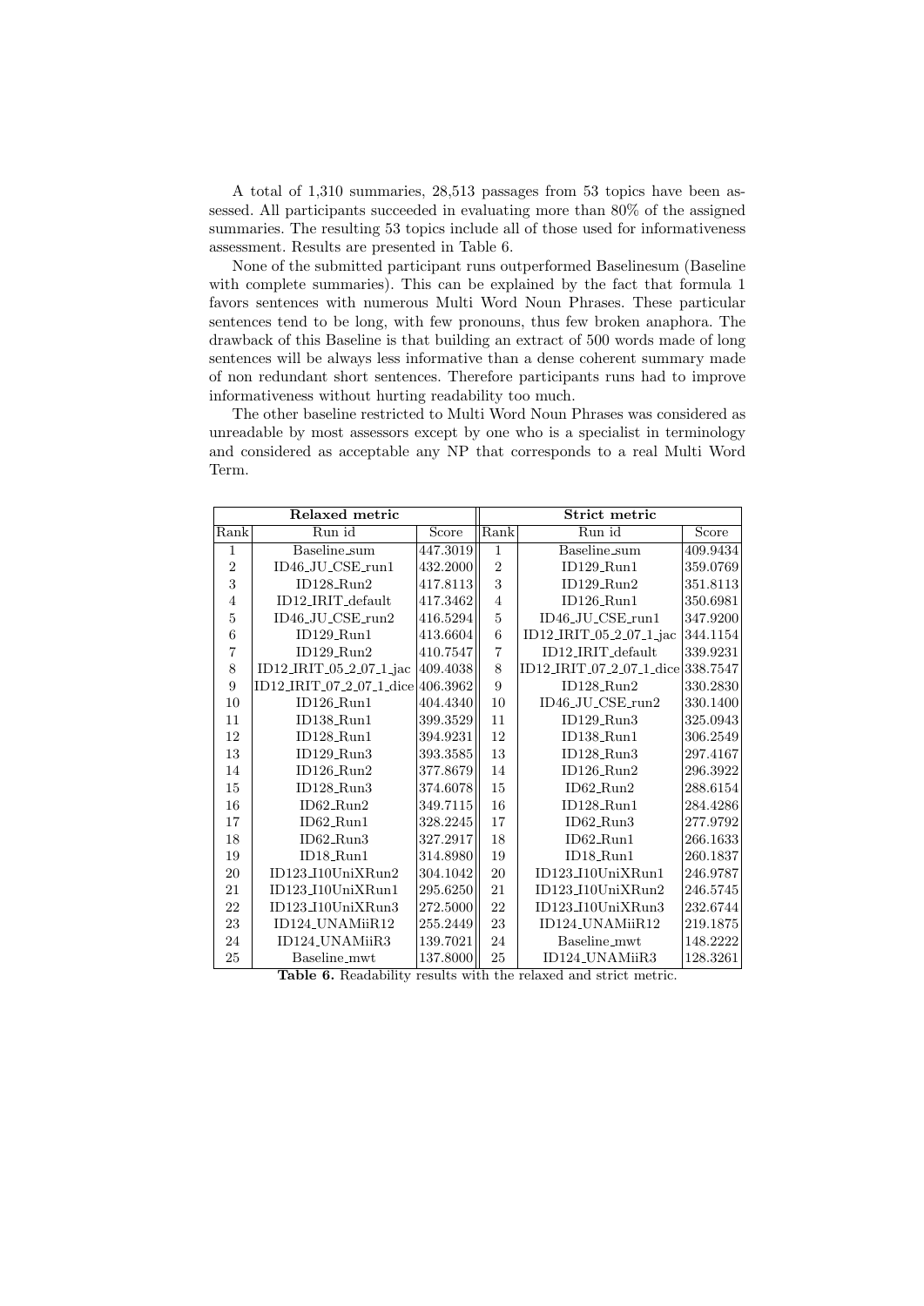A total of 1,310 summaries, 28,513 passages from 53 topics have been assessed. All participants succeeded in evaluating more than 80% of the assigned summaries. The resulting 53 topics include all of those used for informativeness assessment. Results are presented in Table 6.

None of the submitted participant runs outperformed Baselinesum (Baseline with complete summaries). This can be explained by the fact that formula 1 favors sentences with numerous Multi Word Noun Phrases. These particular sentences tend to be long, with few pronouns, thus few broken anaphora. The drawback of this Baseline is that building an extract of 500 words made of long sentences will be always less informative than a dense coherent summary made of non redundant short sentences. Therefore participants runs had to improve informativeness without hurting readability too much.

The other baseline restricted to Multi Word Noun Phrases was considered as unreadable by most assessors except by one who is a specialist in terminology and considered as acceptable any NP that corresponds to a real Multi Word Term.

| **Relaxed metric** | | | **Strict metric** | | |
|---|---|---|---|---|---|
| Rank | Run id | Score | Rank | Run id | Score |
| 1 | Baseline_sum | 447.3019 | 1 | Baseline_sum | 409.9434 |
| 2 | ID46_JU_CSE_run1 | 432.2000 | 2 | ID129_Run1 | 359.0769 |
| 3 | ID128_Run2 | 417.8113 | 3 | ID129_Run2 | 351.8113 |
| 4 | ID12_IRIT_default | 417.3462 | 4 | ID126_Run1 | 350.6981 |
| 5 | ID46_JU_CSE_run2 | 416.5294 | 5 | ID46_JU_CSE_run1 | 347.9200 |
| 6 | ID129_Run1 | 413.6604 | 6 | ID12_IRIT_05_2_07_1_jac | 344.1154 |
| 7 | ID129_Run2 | 410.7547 | 7 | ID12_IRIT_default | 339.9231 |
| 8 | ID12_IRIT_05_2_07_1_jac | 409.4038 | 8 | ID12_IRIT_07_2_07_1_dice | 338.7547 |
| 9 | ID12_IRIT_07_2_07_1_dice | 406.3962 | 9 | ID128_Run2 | 330.2830 |
| 10 | ID126_Run1 | 404.4340 | 10 | ID46_JU_CSE_run2 | 330.1400 |
| 11 | ID138_Run1 | 399.3529 | 11 | ID129_Run3 | 325.0943 |
| 12 | ID128_Run1 | 394.9231 | 12 | ID138_Run1 | 306.2549 |
| 13 | ID129_Run3 | 393.3585 | 13 | ID128_Run3 | 297.4167 |
| 14 | ID126_Run2 | 377.8679 | 14 | ID126_Run2 | 296.3922 |
| 15 | ID128_Run3 | 374.6078 | 15 | ID62_Run2 | 288.6154 |
| 16 | ID62_Run2 | 349.7115 | 16 | ID128_Run1 | 284.4286 |
| 17 | ID62_Run1 | 328.2245 | 17 | ID62_Run3 | 277.9792 |
| 18 | ID62_Run3 | 327.2917 | 18 | ID62_Run1 | 266.1633 |
| 19 | ID18_Run1 | 314.8980 | 19 | ID18_Run1 | 260.1837 |
| 20 | ID123_I10UniXRun2 | 304.1042 | 20 | ID123_I10UniXRun1 | 246.9787 |
| 21 | ID123_I10UniXRun1 | 295.6250 | 21 | ID123_I10UniXRun2 | 246.5745 |
| 22 | ID123_I10UniXRun3 | 272.5000 | 22 | ID123_I10UniXRun3 | 232.6744 |
| 23 | ID124_UNAMiiR12 | 255.2449 | 23 | ID124_UNAMiiR12 | 219.1875 |
| 24 | ID124_UNAMiiR3 | 139.7021 | 24 | Baseline_mwt | 148.2222 |
| 25 | Baseline_mwt | 137.8000 | 25 | ID124_UNAMiiR3 | 128.3261 |

**Table 6.** Readability results with the relaxed and strict metric.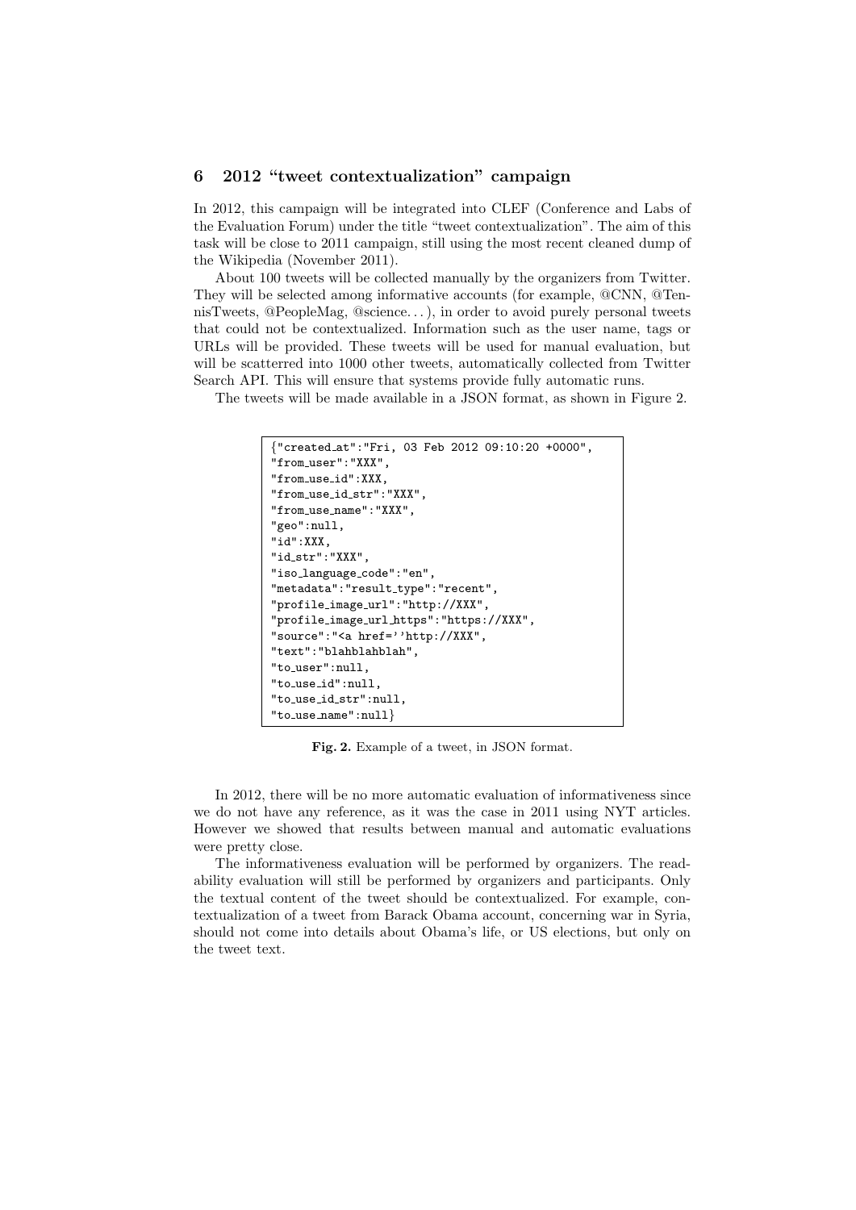## 6 2012 "tweet contextualization" campaign

In 2012, this campaign will be integrated into CLEF (Conference and Labs of the Evaluation Forum) under the title "tweet contextualization". The aim of this task will be close to 2011 campaign, still using the most recent cleaned dump of the Wikipedia (November 2011).

About 100 tweets will be collected manually by the organizers from Twitter. They will be selected among informative accounts (for example, @CNN, @TennisTweets, @PeopleMag, @science...), in order to avoid purely personal tweets that could not be contextualized. Information such as the user name, tags or URLs will be provided. These tweets will be used for manual evaluation, but will be scatterred into 1000 other tweets, automatically collected from Twitter Search API. This will ensure that systems provide fully automatic runs.

The tweets will be made available in a JSON format, as shown in Figure 2.

```
{"created_at":"Fri, 03 Feb 2012 09:10:20 +0000",
"from_user":"XXX",
"from_use_id":XXX,
"from_use_id_str":"XXX",
"from_use_name":"XXX",
"geo":null,
"id":XXX,
"id_str":"XXX",
"iso_language_code":"en",
"metadata":"result_type":"recent",
"profile_image_url":"http://XXX",
"profile_image_url_https":"https://XXX",
"source":"<a href=''http://XXX",
"text":"blahblahblah",
"to_user":null,
"to_use_id":null,
"to_use_id_str":null,
"to_use_name":null}
```

**Fig. 2.** Example of a tweet, in JSON format.

In 2012, there will be no more automatic evaluation of informativeness since we do not have any reference, as it was the case in 2011 using NYT articles. However we showed that results between manual and automatic evaluations were pretty close.

The informativeness evaluation will be performed by organizers. The readability evaluation will still be performed by organizers and participants. Only the textual content of the tweet should be contextualized. For example, contextualization of a tweet from Barack Obama account, concerning war in Syria, should not come into details about Obama's life, or US elections, but only on the tweet text.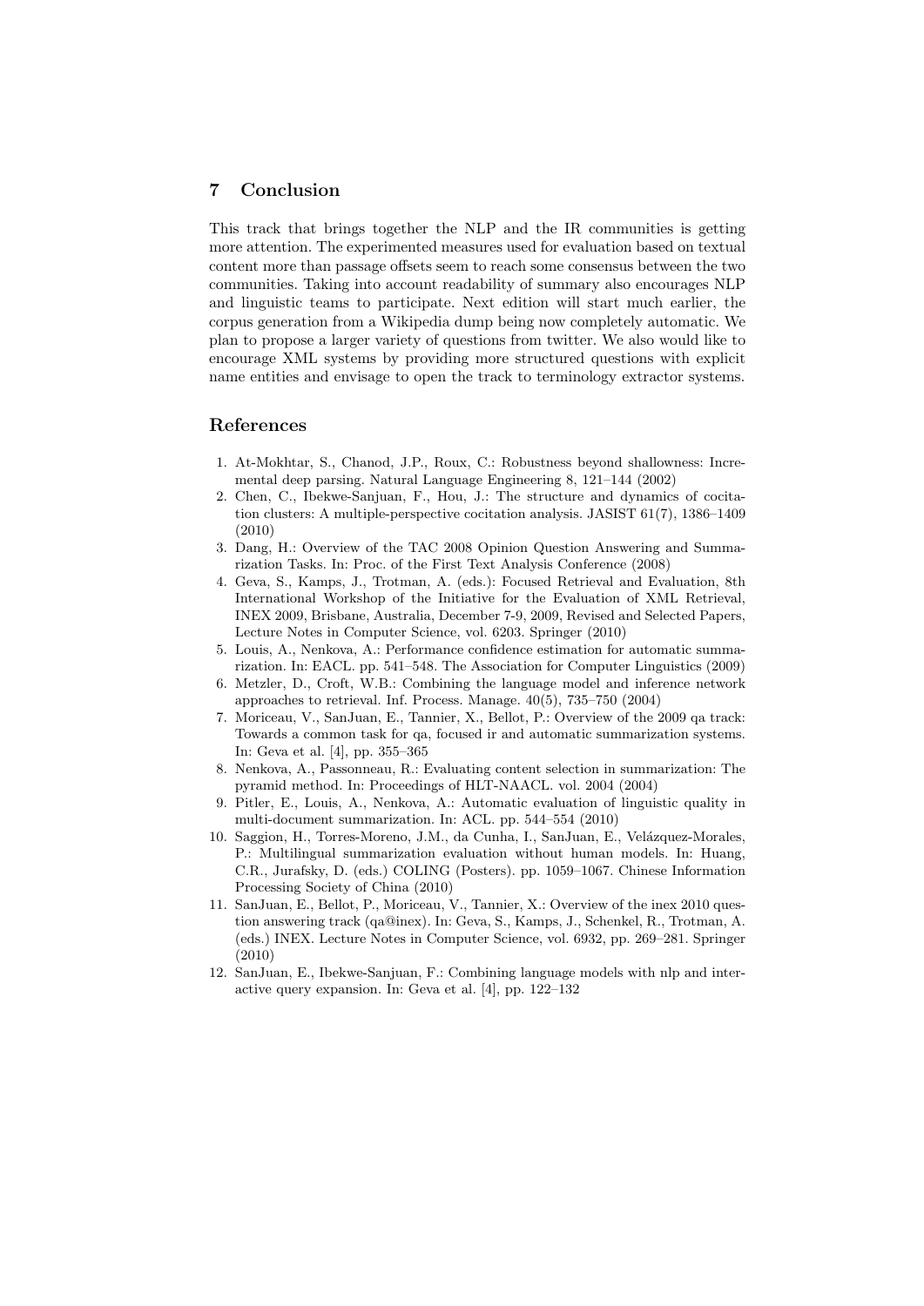## 7 Conclusion

This track that brings together the NLP and the IR communities is getting more attention. The experimented measures used for evaluation based on textual content more than passage offsets seem to reach some consensus between the two communities. Taking into account readability of summary also encourages NLP and linguistic teams to participate. Next edition will start much earlier, the corpus generation from a Wikipedia dump being now completely automatic. We plan to propose a larger variety of questions from twitter. We also would like to encourage XML systems by providing more structured questions with explicit name entities and envisage to open the track to terminology extractor systems.

## References

1. At-Mokhtar, S., Chanod, J.P., Roux, C.: Robustness beyond shallowness: Incremental deep parsing. Natural Language Engineering 8, 121–144 (2002)
2. Chen, C., Ibekwe-Sanjuan, F., Hou, J.: The structure and dynamics of cocitation clusters: A multiple-perspective cocitation analysis. JASIST 61(7), 1386–1409 (2010)
3. Dang, H.: Overview of the TAC 2008 Opinion Question Answering and Summarization Tasks. In: Proc. of the First Text Analysis Conference (2008)
4. Geva, S., Kamps, J., Trotman, A. (eds.): Focused Retrieval and Evaluation, 8th International Workshop of the Initiative for the Evaluation of XML Retrieval, INEX 2009, Brisbane, Australia, December 7-9, 2009, Revised and Selected Papers, Lecture Notes in Computer Science, vol. 6203. Springer (2010)
5. Louis, A., Nenkova, A.: Performance confidence estimation for automatic summarization. In: EACL. pp. 541–548. The Association for Computer Linguistics (2009)
6. Metzler, D., Croft, W.B.: Combining the language model and inference network approaches to retrieval. Inf. Process. Manage. 40(5), 735–750 (2004)
7. Moriceau, V., SanJuan, E., Tannier, X., Bellot, P.: Overview of the 2009 qa track: Towards a common task for qa, focused ir and automatic summarization systems. In: Geva et al. [4], pp. 355–365
8. Nenkova, A., Passonneau, R.: Evaluating content selection in summarization: The pyramid method. In: Proceedings of HLT-NAACL. vol. 2004 (2004)
9. Pitler, E., Louis, A., Nenkova, A.: Automatic evaluation of linguistic quality in multi-document summarization. In: ACL. pp. 544–554 (2010)
10. Saggion, H., Torres-Moreno, J.M., da Cunha, I., SanJuan, E., Velázquez-Morales, P.: Multilingual summarization evaluation without human models. In: Huang, C.R., Jurafsky, D. (eds.) COLING (Posters). pp. 1059–1067. Chinese Information Processing Society of China (2010)
11. SanJuan, E., Bellot, P., Moriceau, V., Tannier, X.: Overview of the inex 2010 question answering track (qa@inex). In: Geva, S., Kamps, J., Schenkel, R., Trotman, A. (eds.) INEX. Lecture Notes in Computer Science, vol. 6932, pp. 269–281. Springer (2010)
12. SanJuan, E., Ibekwe-Sanjuan, F.: Combining language models with nlp and interactive query expansion. In: Geva et al. [4], pp. 122–132